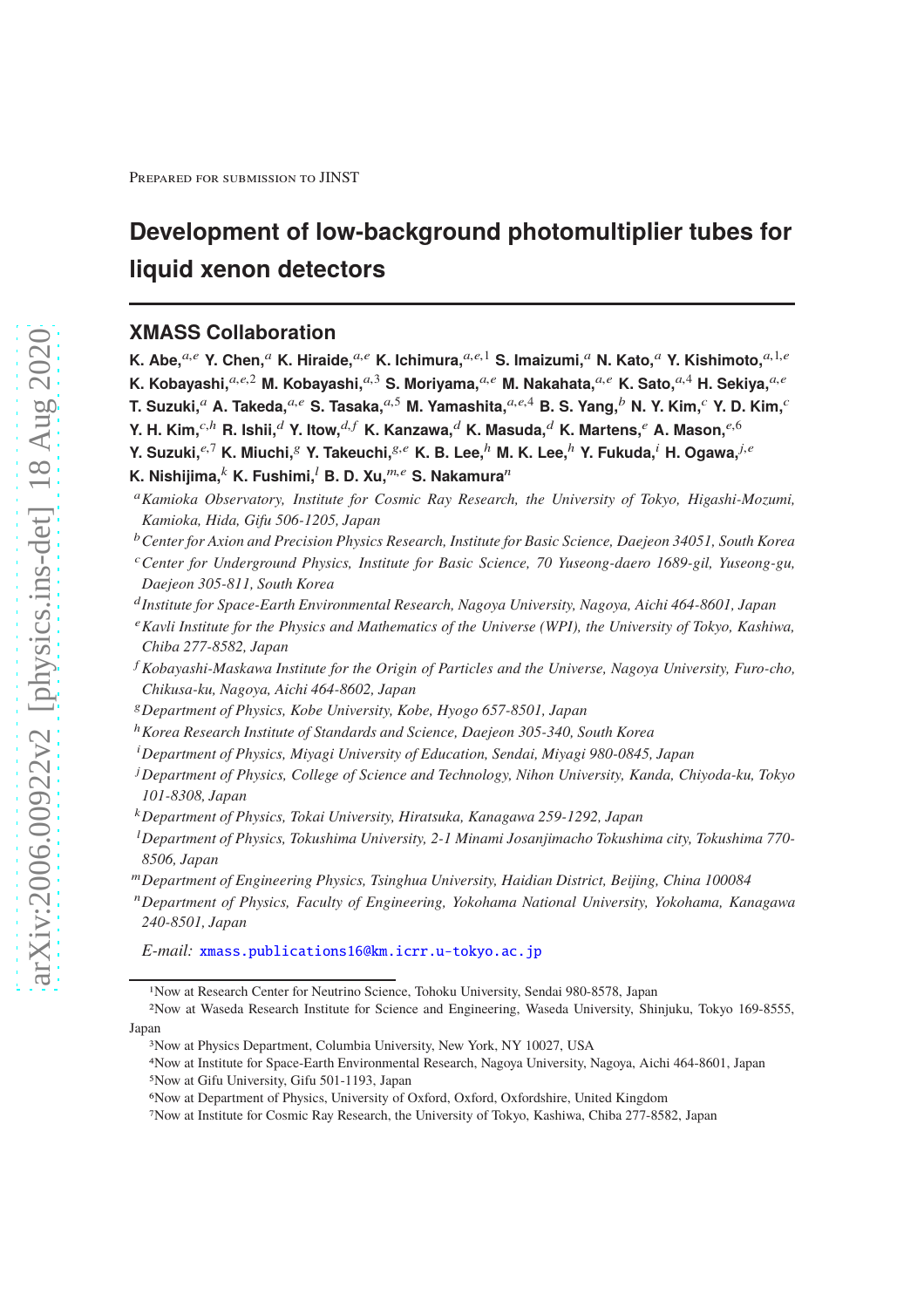Prepared for submission to JINST

# Development of low-background photomultiplier tubes for liquid xenon detectors

## XMASS Collaboration

**K. Abe,**[a,e] **Y. Chen,**[a] **K. Hiraide,**[a,e] **K. Ichimura,**[a,e,1] **S. Imaizumi,**[a] **N. Kato,**[a] **Y. Kishimoto,**[a,1,e] **K. Kobayashi,**[a,e,2] **M. Kobayashi,**[a,3] **S. Moriyama,**[a,e] **M. Nakahata,**[a,e] **K. Sato,**[a,4] **H. Sekiya,**[a,e] **T. Suzuki,**[a] **A. Takeda,**[a,e] **S. Tasaka,**[a,5] **M. Yamashita,**[a,e,4] **B. S. Yang,**[b] **N. Y. Kim,**[c] **Y. D. Kim,**[c] **Y. H. Kim,**[c,h] **R. Ishii,**[d] **Y. Itow,**[d,f] **K. Kanzawa,**[d] **K. Masuda,**[d] **K. Martens,**[e] **A. Mason,**[e,6] **Y. Suzuki,**[e,7] **K. Miuchi,**[g] **Y. Takeuchi,**[g,e] **K. B. Lee,**[h] **M. K. Lee,**[h] **Y. Fukuda,**[i] **H. Ogawa,**[j,e] **K. Nishijima,**[k] **K. Fushimi,**[l] **B. D. Xu,**[m,e] **S. Nakamura**[n]

[a] *Kamioka Observatory, Institute for Cosmic Ray Research, the University of Tokyo, Higashi-Mozumi, Kamioka, Hida, Gifu 506-1205, Japan*

[b] *Center for Axion and Precision Physics Research, Institute for Basic Science, Daejeon 34051, South Korea*

[c] *Center for Underground Physics, Institute for Basic Science, 70 Yuseong-daero 1689-gil, Yuseong-gu, Daejeon 305-811, South Korea*

[d] *Institute for Space-Earth Environmental Research, Nagoya University, Nagoya, Aichi 464-8601, Japan*

[e] *Kavli Institute for the Physics and Mathematics of the Universe (WPI), the University of Tokyo, Kashiwa, Chiba 277-8582, Japan*

[f] *Kobayashi-Maskawa Institute for the Origin of Particles and the Universe, Nagoya University, Furo-cho, Chikusa-ku, Nagoya, Aichi 464-8602, Japan*

[g] *Department of Physics, Kobe University, Kobe, Hyogo 657-8501, Japan*

[h] *Korea Research Institute of Standards and Science, Daejeon 305-340, South Korea*

[i] *Department of Physics, Miyagi University of Education, Sendai, Miyagi 980-0845, Japan*

[j] *Department of Physics, College of Science and Technology, Nihon University, Kanda, Chiyoda-ku, Tokyo 101-8308, Japan*

[k] *Department of Physics, Tokai University, Hiratsuka, Kanagawa 259-1292, Japan*

[l] *Department of Physics, Tokushima University, 2-1 Minami Josanjimacho Tokushima city, Tokushima 770-8506, Japan*

[m] *Department of Engineering Physics, Tsinghua University, Haidian District, Beijing, China 100084*

[n] *Department of Physics, Faculty of Engineering, Yokohama National University, Yokohama, Kanagawa 240-8501, Japan*

*E-mail:* xmass.publications16@km.icrr.u-tokyo.ac.jp

---

[1] Now at Research Center for Neutrino Science, Tohoku University, Sendai 980-8578, Japan

[2] Now at Waseda Research Institute for Science and Engineering, Waseda University, Shinjuku, Tokyo 169-8555, Japan

[3] Now at Physics Department, Columbia University, New York, NY 10027, USA

[4] Now at Institute for Space-Earth Environmental Research, Nagoya University, Nagoya, Aichi 464-8601, Japan

[5] Now at Gifu University, Gifu 501-1193, Japan

[6] Now at Department of Physics, University of Oxford, Oxford, Oxfordshire, United Kingdom

[7] Now at Institute for Cosmic Ray Research, the University of Tokyo, Kashiwa, Chiba 277-8582, Japan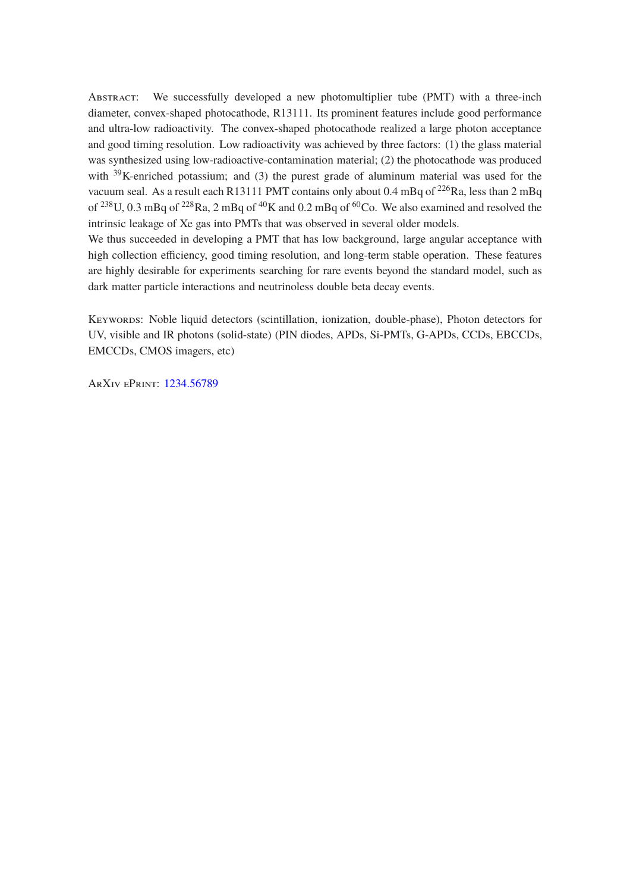**Abstract:** We successfully developed a new photomultiplier tube (PMT) with a three-inch diameter, convex-shaped photocathode, R13111. Its prominent features include good performance and ultra-low radioactivity. The convex-shaped photocathode realized a large photon acceptance and good timing resolution. Low radioactivity was achieved by three factors: (1) the glass material was synthesized using low-radioactive-contamination material; (2) the photocathode was produced with $^{39}$K-enriched potassium; and (3) the purest grade of aluminum material was used for the vacuum seal. As a result each R13111 PMT contains only about 0.4 mBq of $^{226}$Ra, less than 2 mBq of $^{238}$U, 0.3 mBq of $^{228}$Ra, 2 mBq of $^{40}$K and 0.2 mBq of $^{60}$Co. We also examined and resolved the intrinsic leakage of Xe gas into PMTs that was observed in several older models.

We thus succeeded in developing a PMT that has low background, large angular acceptance with high collection efficiency, good timing resolution, and long-term stable operation. These features are highly desirable for experiments searching for rare events beyond the standard model, such as dark matter particle interactions and neutrinoless double beta decay events.

**Keywords:** Noble liquid detectors (scintillation, ionization, double-phase), Photon detectors for UV, visible and IR photons (solid-state) (PIN diodes, APDs, Si-PMTs, G-APDs, CCDs, EBCCDs, EMCCDs, CMOS imagers, etc)

**ArXiv ePrint:** 1234.56789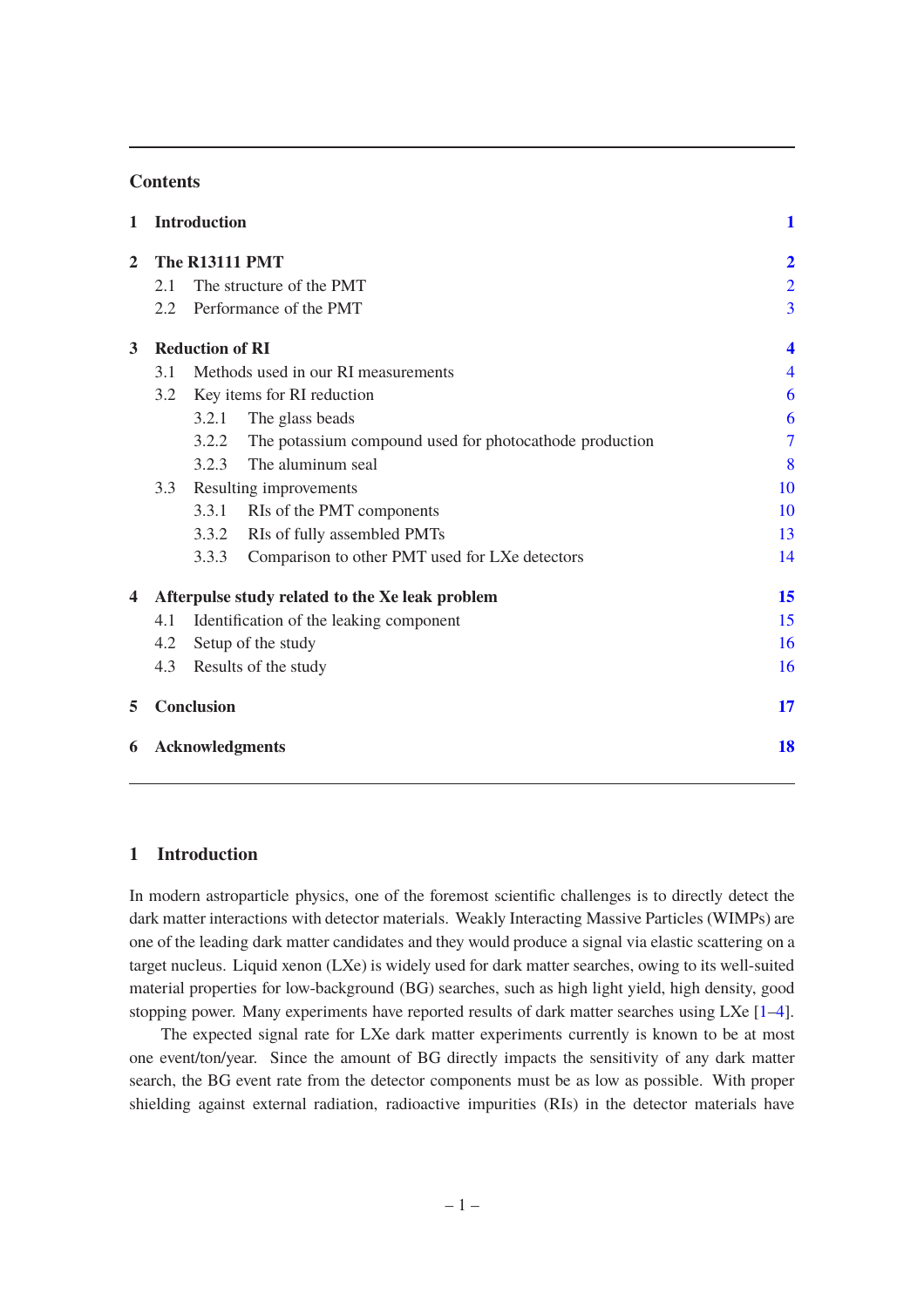## Contents

| | | |
|---|---|---|
| **1** | **Introduction** | **1** |
| **2** | **The R13111 PMT** | **2** |
| | 2.1 The structure of the PMT | 2 |
| | 2.2 Performance of the PMT | 3 |
| **3** | **Reduction of RI** | **4** |
| | 3.1 Methods used in our RI measurements | 4 |
| | 3.2 Key items for RI reduction | 6 |
| | 3.2.1 The glass beads | 6 |
| | 3.2.2 The potassium compound used for photocathode production | 7 |
| | 3.2.3 The aluminum seal | 8 |
| | 3.3 Resulting improvements | 10 |
| | 3.3.1 RIs of the PMT components | 10 |
| | 3.3.2 RIs of fully assembled PMTs | 13 |
| | 3.3.3 Comparison to other PMT used for LXe detectors | 14 |
| **4** | **Afterpulse study related to the Xe leak problem** | **15** |
| | 4.1 Identification of the leaking component | 15 |
| | 4.2 Setup of the study | 16 |
| | 4.3 Results of the study | 16 |
| **5** | **Conclusion** | **17** |
| **6** | **Acknowledgments** | **18** |

## 1 Introduction

In modern astroparticle physics, one of the foremost scientific challenges is to directly detect the dark matter interactions with detector materials. Weakly Interacting Massive Particles (WIMPs) are one of the leading dark matter candidates and they would produce a signal via elastic scattering on a target nucleus. Liquid xenon (LXe) is widely used for dark matter searches, owing to its well-suited material properties for low-background (BG) searches, such as high light yield, high density, good stopping power. Many experiments have reported results of dark matter searches using LXe [1–4].

The expected signal rate for LXe dark matter experiments currently is known to be at most one event/ton/year. Since the amount of BG directly impacts the sensitivity of any dark matter search, the BG event rate from the detector components must be as low as possible. With proper shielding against external radiation, radioactive impurities (RIs) in the detector materials have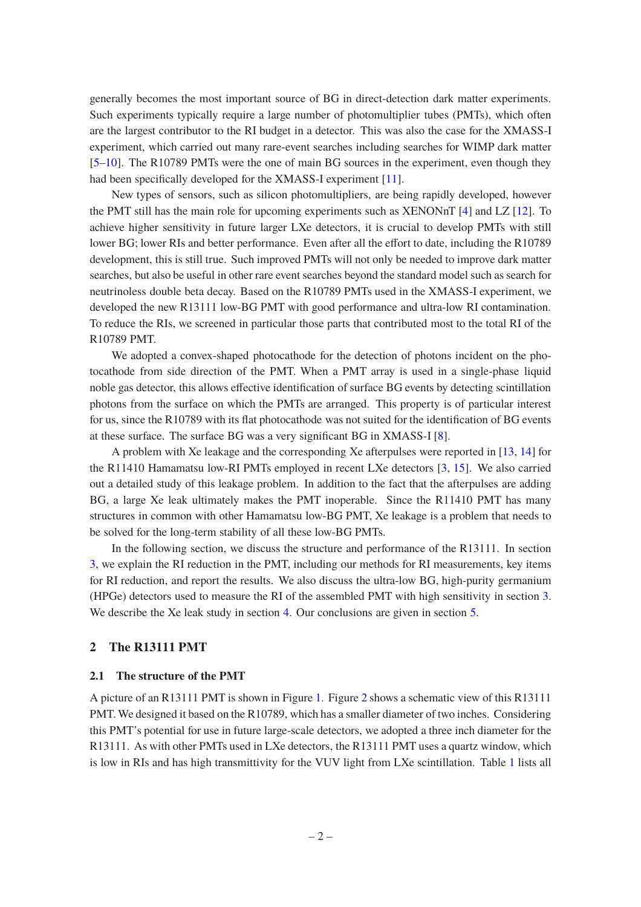generally becomes the most important source of BG in direct-detection dark matter experiments. Such experiments typically require a large number of photomultiplier tubes (PMTs), which often are the largest contributor to the RI budget in a detector. This was also the case for the XMASS-I experiment, which carried out many rare-event searches including searches for WIMP dark matter [5–10]. The R10789 PMTs were the one of main BG sources in the experiment, even though they had been specifically developed for the XMASS-I experiment [11].

New types of sensors, such as silicon photomultipliers, are being rapidly developed, however the PMT still has the main role for upcoming experiments such as XENONnT [4] and LZ [12]. To achieve higher sensitivity in future larger LXe detectors, it is crucial to develop PMTs with still lower BG; lower RIs and better performance. Even after all the effort to date, including the R10789 development, this is still true. Such improved PMTs will not only be needed to improve dark matter searches, but also be useful in other rare event searches beyond the standard model such as search for neutrinoless double beta decay. Based on the R10789 PMTs used in the XMASS-I experiment, we developed the new R13111 low-BG PMT with good performance and ultra-low RI contamination. To reduce the RIs, we screened in particular those parts that contributed most to the total RI of the R10789 PMT.

We adopted a convex-shaped photocathode for the detection of photons incident on the photocathode from side direction of the PMT. When a PMT array is used in a single-phase liquid noble gas detector, this allows effective identification of surface BG events by detecting scintillation photons from the surface on which the PMTs are arranged. This property is of particular interest for us, since the R10789 with its flat photocathode was not suited for the identification of BG events at these surface. The surface BG was a very significant BG in XMASS-I [8].

A problem with Xe leakage and the corresponding Xe afterpulses were reported in [13, 14] for the R11410 Hamamatsu low-RI PMTs employed in recent LXe detectors [3, 15]. We also carried out a detailed study of this leakage problem. In addition to the fact that the afterpulses are adding BG, a large Xe leak ultimately makes the PMT inoperable. Since the R11410 PMT has many structures in common with other Hamamatsu low-BG PMT, Xe leakage is a problem that needs to be solved for the long-term stability of all these low-BG PMTs.

In the following section, we discuss the structure and performance of the R13111. In section 3, we explain the RI reduction in the PMT, including our methods for RI measurements, key items for RI reduction, and report the results. We also discuss the ultra-low BG, high-purity germanium (HPGe) detectors used to measure the RI of the assembled PMT with high sensitivity in section 3. We describe the Xe leak study in section 4. Our conclusions are given in section 5.

## 2 The R13111 PMT

### 2.1 The structure of the PMT

A picture of an R13111 PMT is shown in Figure 1. Figure 2 shows a schematic view of this R13111 PMT. We designed it based on the R10789, which has a smaller diameter of two inches. Considering this PMT's potential for use in future large-scale detectors, we adopted a three inch diameter for the R13111. As with other PMTs used in LXe detectors, the R13111 PMT uses a quartz window, which is low in RIs and has high transmittivity for the VUV light from LXe scintillation. Table 1 lists all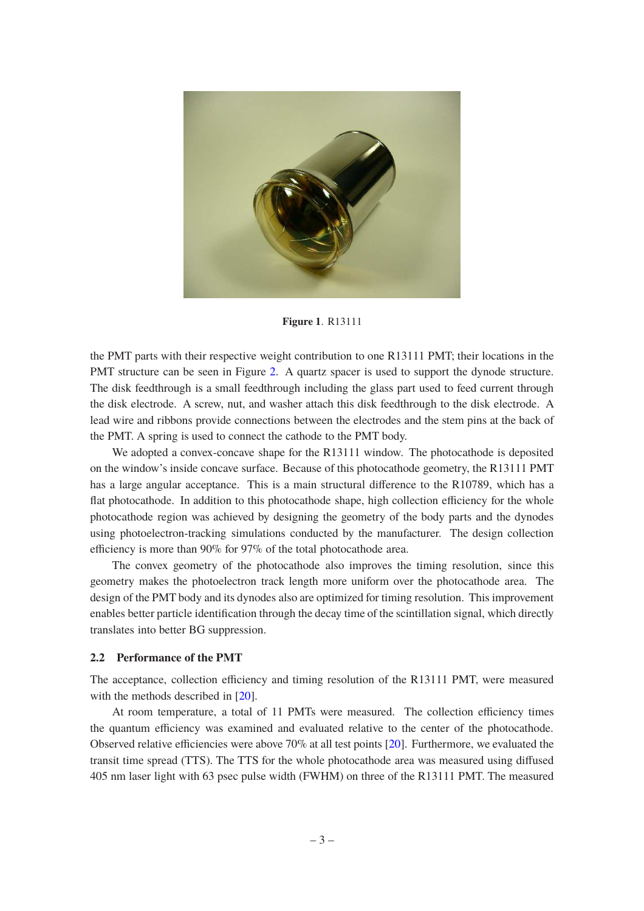**Figure 1**. R13111

the PMT parts with their respective weight contribution to one R13111 PMT; their locations in the PMT structure can be seen in Figure 2. A quartz spacer is used to support the dynode structure. The disk feedthrough is a small feedthrough including the glass part used to feed current through the disk electrode. A screw, nut, and washer attach this disk feedthrough to the disk electrode. A lead wire and ribbons provide connections between the electrodes and the stem pins at the back of the PMT. A spring is used to connect the cathode to the PMT body.

We adopted a convex-concave shape for the R13111 window. The photocathode is deposited on the window's inside concave surface. Because of this photocathode geometry, the R13111 PMT has a large angular acceptance. This is a main structural difference to the R10789, which has a flat photocathode. In addition to this photocathode shape, high collection efficiency for the whole photocathode region was achieved by designing the geometry of the body parts and the dynodes using photoelectron-tracking simulations conducted by the manufacturer. The design collection efficiency is more than 90% for 97% of the total photocathode area.

The convex geometry of the photocathode also improves the timing resolution, since this geometry makes the photoelectron track length more uniform over the photocathode area. The design of the PMT body and its dynodes also are optimized for timing resolution. This improvement enables better particle identification through the decay time of the scintillation signal, which directly translates into better BG suppression.

### 2.2 Performance of the PMT

The acceptance, collection efficiency and timing resolution of the R13111 PMT, were measured with the methods described in [20].

At room temperature, a total of 11 PMTs were measured. The collection efficiency times the quantum efficiency was examined and evaluated relative to the center of the photocathode. Observed relative efficiencies were above 70% at all test points [20]. Furthermore, we evaluated the transit time spread (TTS). The TTS for the whole photocathode area was measured using diffused 405 nm laser light with 63 psec pulse width (FWHM) on three of the R13111 PMT. The measured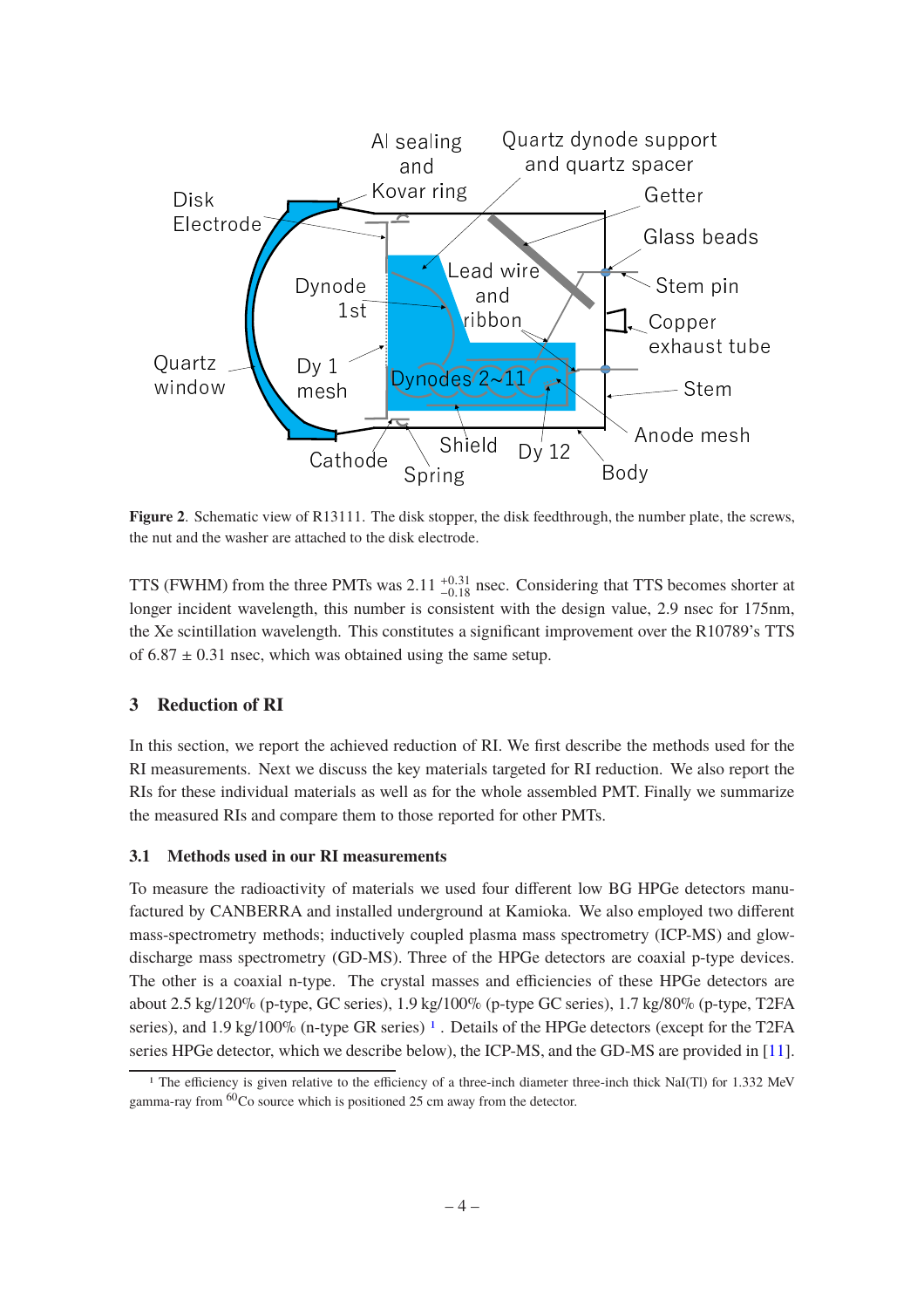**Figure 2**. Schematic view of R13111. The disk stopper, the disk feedthrough, the number plate, the screws, the nut and the washer are attached to the disk electrode.

TTS (FWHM) from the three PMTs was $2.11\ ^{+0.31}_{-0.18}$ nsec. Considering that TTS becomes shorter at longer incident wavelength, this number is consistent with the design value, 2.9 nsec for 175nm, the Xe scintillation wavelength. This constitutes a significant improvement over the R10789's TTS of $6.87 \pm 0.31$ nsec, which was obtained using the same setup.

## 3 Reduction of RI

In this section, we report the achieved reduction of RI. We first describe the methods used for the RI measurements. Next we discuss the key materials targeted for RI reduction. We also report the RIs for these individual materials as well as for the whole assembled PMT. Finally we summarize the measured RIs and compare them to those reported for other PMTs.

### 3.1 Methods used in our RI measurements

To measure the radioactivity of materials we used four different low BG HPGe detectors manufactured by CANBERRA and installed underground at Kamioka. We also employed two different mass-spectrometry methods; inductively coupled plasma mass spectrometry (ICP-MS) and glow-discharge mass spectrometry (GD-MS). Three of the HPGe detectors are coaxial p-type devices. The other is a coaxial n-type. The crystal masses and efficiencies of these HPGe detectors are about 2.5 kg/120% (p-type, GC series), 1.9 kg/100% (p-type GC series), 1.7 kg/80% (p-type, T2FA series), and 1.9 kg/100% (n-type GR series) [1]. Details of the HPGe detectors (except for the T2FA series HPGe detector, which we describe below), the ICP-MS, and the GD-MS are provided in [11].

[1] The efficiency is given relative to the efficiency of a three-inch diameter three-inch thick NaI(Tl) for 1.332 MeV gamma-ray from $^{60}$Co source which is positioned 25 cm away from the detector.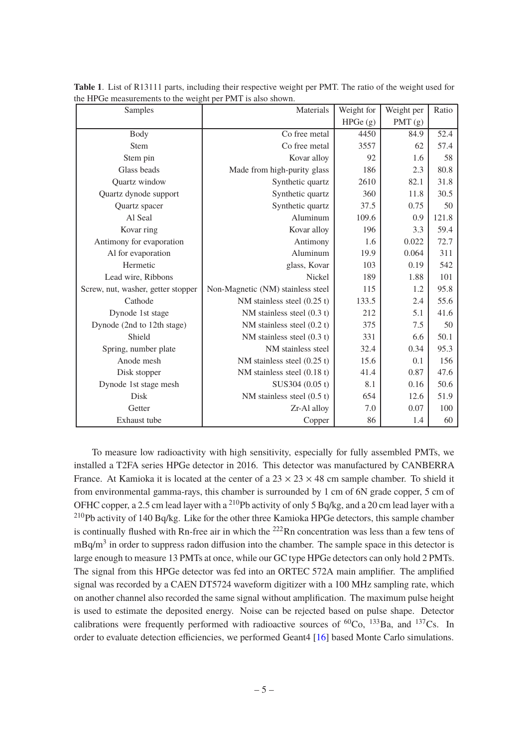**Table 1**. List of R13111 parts, including their respective weight per PMT. The ratio of the weight used for the HPGe measurements to the weight per PMT is also shown.

| Samples | Materials | Weight for HPGe (g) | Weight per PMT (g) | Ratio |
|---|---|---|---|---|
| Body | Co free metal | 4450 | 84.9 | 52.4 |
| Stem | Co free metal | 3557 | 62 | 57.4 |
| Stem pin | Kovar alloy | 92 | 1.6 | 58 |
| Glass beads | Made from high-purity glass | 186 | 2.3 | 80.8 |
| Quartz window | Synthetic quartz | 2610 | 82.1 | 31.8 |
| Quartz dynode support | Synthetic quartz | 360 | 11.8 | 30.5 |
| Quartz spacer | Synthetic quartz | 37.5 | 0.75 | 50 |
| Al Seal | Aluminum | 109.6 | 0.9 | 121.8 |
| Kovar ring | Kovar alloy | 196 | 3.3 | 59.4 |
| Antimony for evaporation | Antimony | 1.6 | 0.022 | 72.7 |
| Al for evaporation | Aluminum | 19.9 | 0.064 | 311 |
| Hermetic | glass, Kovar | 103 | 0.19 | 542 |
| Lead wire, Ribbons | Nickel | 189 | 1.88 | 101 |
| Screw, nut, washer, getter stopper | Non-Magnetic (NM) stainless steel | 115 | 1.2 | 95.8 |
| Cathode | NM stainless steel (0.25 t) | 133.5 | 2.4 | 55.6 |
| Dynode 1st stage | NM stainless steel (0.3 t) | 212 | 5.1 | 41.6 |
| Dynode (2nd to 12th stage) | NM stainless steel (0.2 t) | 375 | 7.5 | 50 |
| Shield | NM stainless steel (0.3 t) | 331 | 6.6 | 50.1 |
| Spring, number plate | NM stainless steel | 32.4 | 0.34 | 95.3 |
| Anode mesh | NM stainless steel (0.25 t) | 15.6 | 0.1 | 156 |
| Disk stopper | NM stainless steel (0.18 t) | 41.4 | 0.87 | 47.6 |
| Dynode 1st stage mesh | SUS304 (0.05 t) | 8.1 | 0.16 | 50.6 |
| Disk | NM stainless steel (0.5 t) | 654 | 12.6 | 51.9 |
| Getter | Zr-Al alloy | 7.0 | 0.07 | 100 |
| Exhaust tube | Copper | 86 | 1.4 | 60 |

To measure low radioactivity with high sensitivity, especially for fully assembled PMTs, we installed a T2FA series HPGe detector in 2016. This detector was manufactured by CANBERRA France. At Kamioka it is located at the center of a $23 \times 23 \times 48$ cm sample chamber. To shield it from environmental gamma-rays, this chamber is surrounded by 1 cm of 6N grade copper, 5 cm of OFHC copper, a 2.5 cm lead layer with a $^{210}$Pb activity of only 5 Bq/kg, and a 20 cm lead layer with a $^{210}$Pb activity of 140 Bq/kg. Like for the other three Kamioka HPGe detectors, this sample chamber is continually flushed with Rn-free air in which the $^{222}$Rn concentration was less than a few tens of mBq/m$^3$ in order to suppress radon diffusion into the chamber. The sample space in this detector is large enough to measure 13 PMTs at once, while our GC type HPGe detectors can only hold 2 PMTs. The signal from this HPGe detector was fed into an ORTEC 572A main amplifier. The amplified signal was recorded by a CAEN DT5724 waveform digitizer with a 100 MHz sampling rate, which on another channel also recorded the same signal without amplification. The maximum pulse height is used to estimate the deposited energy. Noise can be rejected based on pulse shape. Detector calibrations were frequently performed with radioactive sources of $^{60}$Co, $^{133}$Ba, and $^{137}$Cs. In order to evaluate detection efficiencies, we performed Geant4 [16] based Monte Carlo simulations.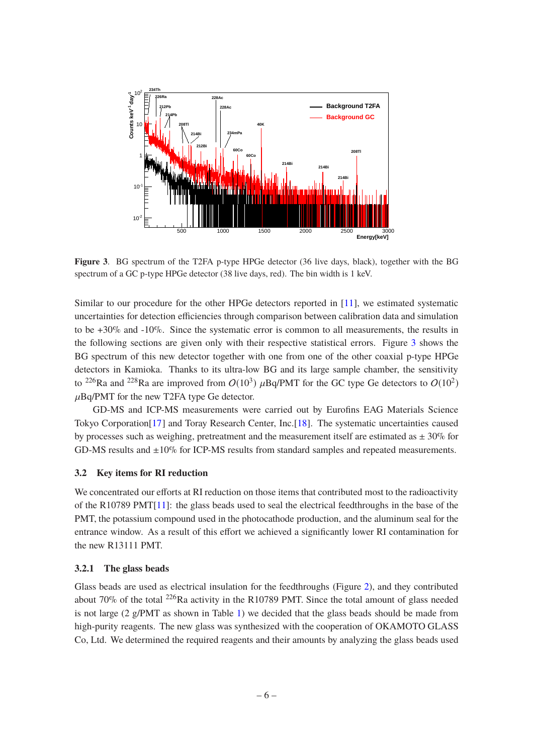**Figure 3**. BG spectrum of the T2FA p-type HPGe detector (36 live days, black), together with the BG spectrum of a GC p-type HPGe detector (38 live days, red). The bin width is 1 keV.

Similar to our procedure for the other HPGe detectors reported in [11], we estimated systematic uncertainties for detection efficiencies through comparison between calibration data and simulation to be +30% and -10%. Since the systematic error is common to all measurements, the results in the following sections are given only with their respective statistical errors. Figure 3 shows the BG spectrum of this new detector together with one from one of the other coaxial p-type HPGe detectors in Kamioka. Thanks to its ultra-low BG and its large sample chamber, the sensitivity to $^{226}$Ra and $^{228}$Ra are improved from $O(10^3)$ $\mu$Bq/PMT for the GC type Ge detectors to $O(10^2)$ $\mu$Bq/PMT for the new T2FA type Ge detector.

GD-MS and ICP-MS measurements were carried out by Eurofins EAG Materials Science Tokyo Corporation[17] and Toray Research Center, Inc.[18]. The systematic uncertainties caused by processes such as weighing, pretreatment and the measurement itself are estimated as $\pm$ 30% for GD-MS results and $\pm$10% for ICP-MS results from standard samples and repeated measurements.

### 3.2 Key items for RI reduction

We concentrated our efforts at RI reduction on those items that contributed most to the radioactivity of the R10789 PMT[11]: the glass beads used to seal the electrical feedthroughs in the base of the PMT, the potassium compound used in the photocathode production, and the aluminum seal for the entrance window. As a result of this effort we achieved a significantly lower RI contamination for the new R13111 PMT.

#### 3.2.1 The glass beads

Glass beads are used as electrical insulation for the feedthroughs (Figure 2), and they contributed about 70% of the total $^{226}$Ra activity in the R10789 PMT. Since the total amount of glass needed is not large (2 g/PMT as shown in Table 1) we decided that the glass beads should be made from high-purity reagents. The new glass was synthesized with the cooperation of OKAMOTO GLASS Co, Ltd. We determined the required reagents and their amounts by analyzing the glass beads used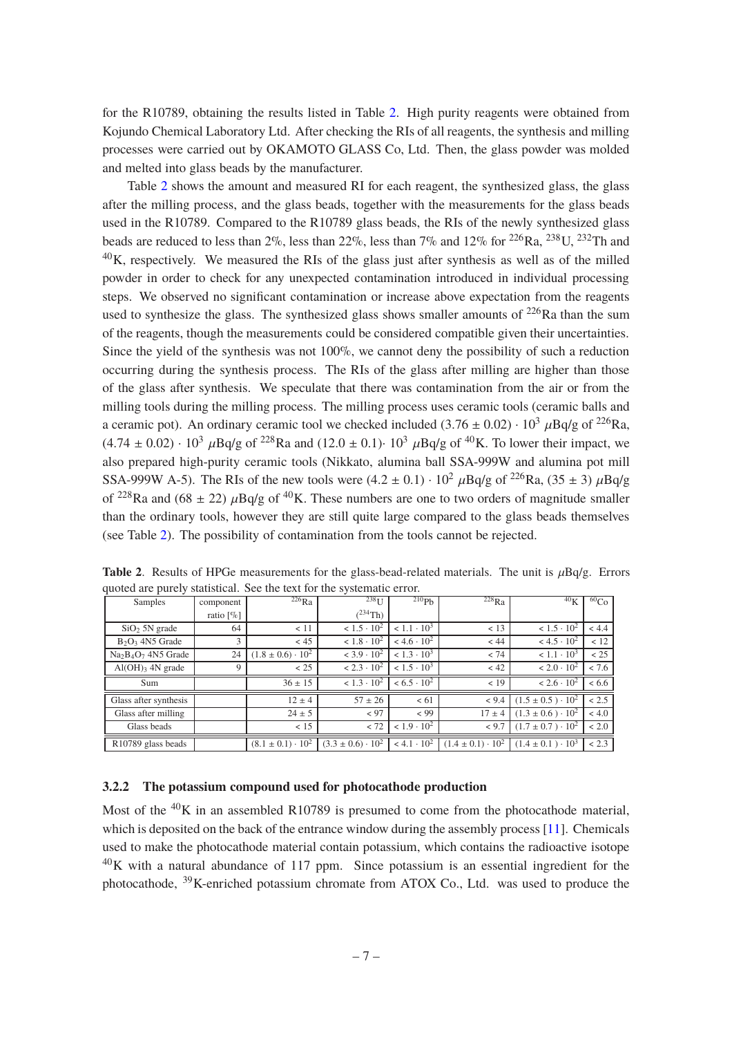for the R10789, obtaining the results listed in Table 2. High purity reagents were obtained from Kojundo Chemical Laboratory Ltd. After checking the RIs of all reagents, the synthesis and milling processes were carried out by OKAMOTO GLASS Co, Ltd. Then, the glass powder was molded and melted into glass beads by the manufacturer.

Table 2 shows the amount and measured RI for each reagent, the synthesized glass, the glass after the milling process, and the glass beads, together with the measurements for the glass beads used in the R10789. Compared to the R10789 glass beads, the RIs of the newly synthesized glass beads are reduced to less than 2%, less than 22%, less than 7% and 12% for $^{226}$Ra, $^{238}$U, $^{232}$Th and $^{40}$K, respectively. We measured the RIs of the glass just after synthesis as well as of the milled powder in order to check for any unexpected contamination introduced in individual processing steps. We observed no significant contamination or increase above expectation from the reagents used to synthesize the glass. The synthesized glass shows smaller amounts of $^{226}$Ra than the sum of the reagents, though the measurements could be considered compatible given their uncertainties. Since the yield of the synthesis was not 100%, we cannot deny the possibility of such a reduction occurring during the synthesis process. The RIs of the glass after milling are higher than those of the glass after synthesis. We speculate that there was contamination from the air or from the milling tools during the milling process. The milling process uses ceramic tools (ceramic balls and a ceramic pot). An ordinary ceramic tool we checked included $(3.76 \pm 0.02) \cdot 10^3$ $\mu$Bq/g of $^{226}$Ra, $(4.74 \pm 0.02) \cdot 10^3$ $\mu$Bq/g of $^{228}$Ra and $(12.0 \pm 0.1) \cdot 10^3$ $\mu$Bq/g of $^{40}$K. To lower their impact, we also prepared high-purity ceramic tools (Nikkato, alumina ball SSA-999W and alumina pot mill SSA-999W A-5). The RIs of the new tools were $(4.2 \pm 0.1) \cdot 10^2$ $\mu$Bq/g of $^{226}$Ra, $(35 \pm 3)$ $\mu$Bq/g of $^{228}$Ra and $(68 \pm 22)$ $\mu$Bq/g of $^{40}$K. These numbers are one to two orders of magnitude smaller than the ordinary tools, however they are still quite large compared to the glass beads themselves (see Table 2). The possibility of contamination from the tools cannot be rejected.

**Table 2**. Results of HPGe measurements for the glass-bead-related materials. The unit is $\mu$Bq/g. Errors quoted are purely statistical. See the text for the systematic error.

| Samples | component ratio [%] | $^{226}$Ra | $^{238}$U ($^{234}$Th) | $^{210}$Pb | $^{228}$Ra | $^{40}$K | $^{60}$Co |
|---|---|---|---|---|---|---|---|
| $SiO_2$ 5N grade | 64 | $< 11$ | $< 1.5 \cdot 10^2$ | $< 1.1 \cdot 10^3$ | $< 13$ | $< 1.5 \cdot 10^2$ | $< 4.4$ |
| $B_2O_3$ 4N5 Grade | 3 | $< 45$ | $< 1.8 \cdot 10^2$ | $< 4.6 \cdot 10^2$ | $< 44$ | $< 4.5 \cdot 10^2$ | $< 12$ |
| $Na_2B_4O_7$ 4N5 Grade | 24 | $(1.8 \pm 0.6) \cdot 10^2$ | $< 3.9 \cdot 10^2$ | $< 1.3 \cdot 10^3$ | $< 74$ | $< 1.1 \cdot 10^3$ | $< 25$ |
| $Al(OH)_3$ 4N grade | 9 | $< 25$ | $< 2.3 \cdot 10^2$ | $< 1.5 \cdot 10^3$ | $< 42$ | $< 2.0 \cdot 10^2$ | $< 7.6$ |
| Sum | | $36 \pm 15$ | $< 1.3 \cdot 10^2$ | $< 6.5 \cdot 10^2$ | $< 19$ | $< 2.6 \cdot 10^2$ | $< 6.6$ |
| Glass after synthesis | | $12 \pm 4$ | $57 \pm 26$ | $< 61$ | $< 9.4$ | $(1.5 \pm 0.5) \cdot 10^2$ | $< 2.5$ |
| Glass after milling | | $24 \pm 5$ | $< 97$ | $< 99$ | $17 \pm 4$ | $(1.3 \pm 0.6) \cdot 10^2$ | $< 4.0$ |
| Glass beads | | $< 15$ | $< 72$ | $< 1.9 \cdot 10^2$ | $< 9.7$ | $(1.7 \pm 0.7) \cdot 10^2$ | $< 2.0$ |
| R10789 glass beads | | $(8.1 \pm 0.1) \cdot 10^2$ | $(3.3 \pm 0.6) \cdot 10^2$ | $< 4.1 \cdot 10^2$ | $(1.4 \pm 0.1) \cdot 10^2$ | $(1.4 \pm 0.1) \cdot 10^3$ | $< 2.3$ |

### 3.2.2 The potassium compound used for photocathode production

Most of the $^{40}$K in an assembled R10789 is presumed to come from the photocathode material, which is deposited on the back of the entrance window during the assembly process [11]. Chemicals used to make the photocathode material contain potassium, which contains the radioactive isotope $^{40}$K with a natural abundance of 117 ppm. Since potassium is an essential ingredient for the photocathode, $^{39}$K-enriched potassium chromate from ATOX Co., Ltd. was used to produce the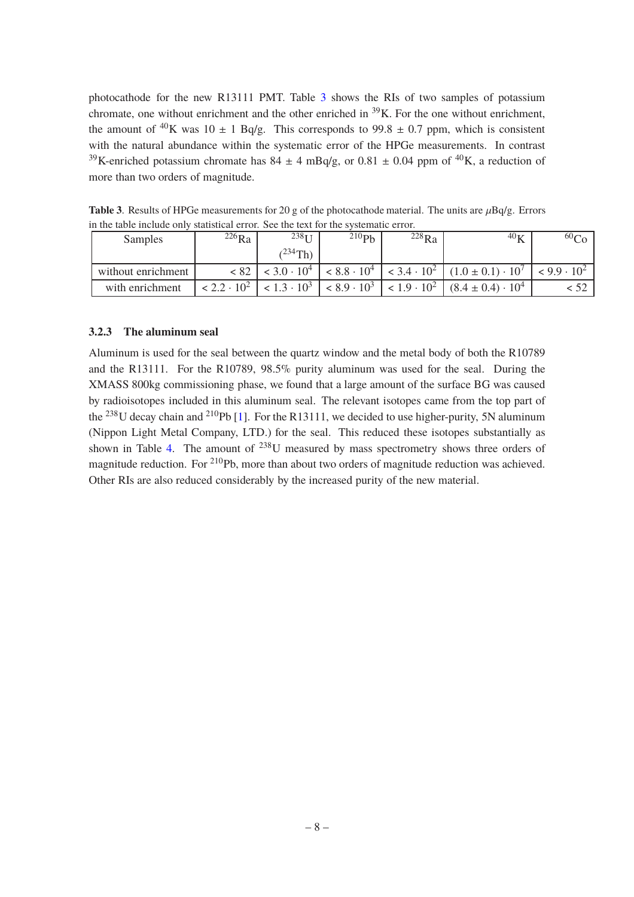photocathode for the new R13111 PMT. Table 3 shows the RIs of two samples of potassium chromate, one without enrichment and the other enriched in $^{39}$K. For the one without enrichment, the amount of $^{40}$K was 10 ± 1 Bq/g. This corresponds to 99.8 ± 0.7 ppm, which is consistent with the natural abundance within the systematic error of the HPGe measurements. In contrast $^{39}$K-enriched potassium chromate has 84 ± 4 mBq/g, or 0.81 ± 0.04 ppm of $^{40}$K, a reduction of more than two orders of magnitude.

**Table 3**. Results of HPGe measurements for 20 g of the photocathode material. The units are $\mu$Bq/g. Errors in the table include only statistical error. See the text for the systematic error.

| Samples | $^{226}$Ra | $^{238}$U ($^{234}$Th) | $^{210}$Pb | $^{228}$Ra | $^{40}$K | $^{60}$Co |
|---|---|---|---|---|---|---|
| without enrichment | < 82 | $< 3.0 \cdot 10^4$ | $< 8.8 \cdot 10^4$ | $< 3.4 \cdot 10^2$ | $(1.0 \pm 0.1) \cdot 10^7$ | $< 9.9 \cdot 10^2$ |
| with enrichment | $< 2.2 \cdot 10^2$ | $< 1.3 \cdot 10^3$ | $< 8.9 \cdot 10^3$ | $< 1.9 \cdot 10^2$ | $(8.4 \pm 0.4) \cdot 10^4$ | < 52 |

### 3.2.3 The aluminum seal

Aluminum is used for the seal between the quartz window and the metal body of both the R10789 and the R13111. For the R10789, 98.5% purity aluminum was used for the seal. During the XMASS 800kg commissioning phase, we found that a large amount of the surface BG was caused by radioisotopes included in this aluminum seal. The relevant isotopes came from the top part of the $^{238}$U decay chain and $^{210}$Pb [1]. For the R13111, we decided to use higher-purity, 5N aluminum (Nippon Light Metal Company, LTD.) for the seal. This reduced these isotopes substantially as shown in Table 4. The amount of $^{238}$U measured by mass spectrometry shows three orders of magnitude reduction. For $^{210}$Pb, more than about two orders of magnitude reduction was achieved. Other RIs are also reduced considerably by the increased purity of the new material.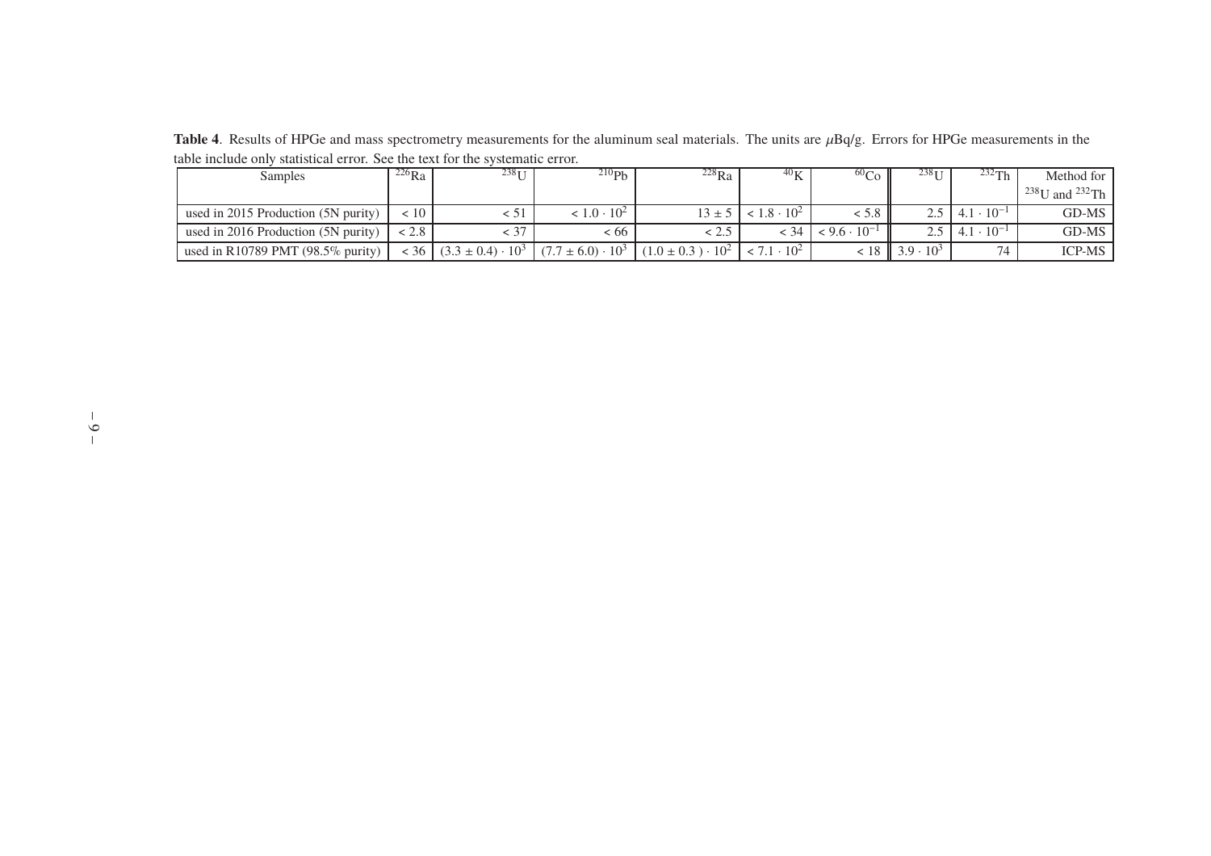**Table 4**. Results of HPGe and mass spectrometry measurements for the aluminum seal materials. The units are $\mu$Bq/g. Errors for HPGe measurements in the table include only statistical error. See the text for the systematic error.

| Samples | $^{226}$Ra | $^{238}$U | $^{210}$Pb | $^{228}$Ra | $^{40}$K | $^{60}$Co | $^{238}$U | $^{232}$Th | Method for $^{238}$U and $^{232}$Th |
|---|---|---|---|---|---|---|---|---|---|
| used in 2015 Production (5N purity) | $< 10$ | $< 51$ | $< 1.0 \cdot 10^2$ | $13 \pm 5$ | $< 1.8 \cdot 10^2$ | $< 5.8$ | 2.5 | $4.1 \cdot 10^{-1}$ | GD-MS |
| used in 2016 Production (5N purity) | $< 2.8$ | $< 37$ | $< 66$ | $< 2.5$ | $< 34$ | $< 9.6 \cdot 10^{-1}$ | 2.5 | $4.1 \cdot 10^{-1}$ | GD-MS |
| used in R10789 PMT (98.5% purity) | $< 36$ | $(3.3 \pm 0.4) \cdot 10^3$ | $(7.7 \pm 6.0) \cdot 10^3$ | $(1.0 \pm 0.3) \cdot 10^2$ | $< 7.1 \cdot 10^2$ | $< 18$ | $3.9 \cdot 10^3$ | 74 | ICP-MS |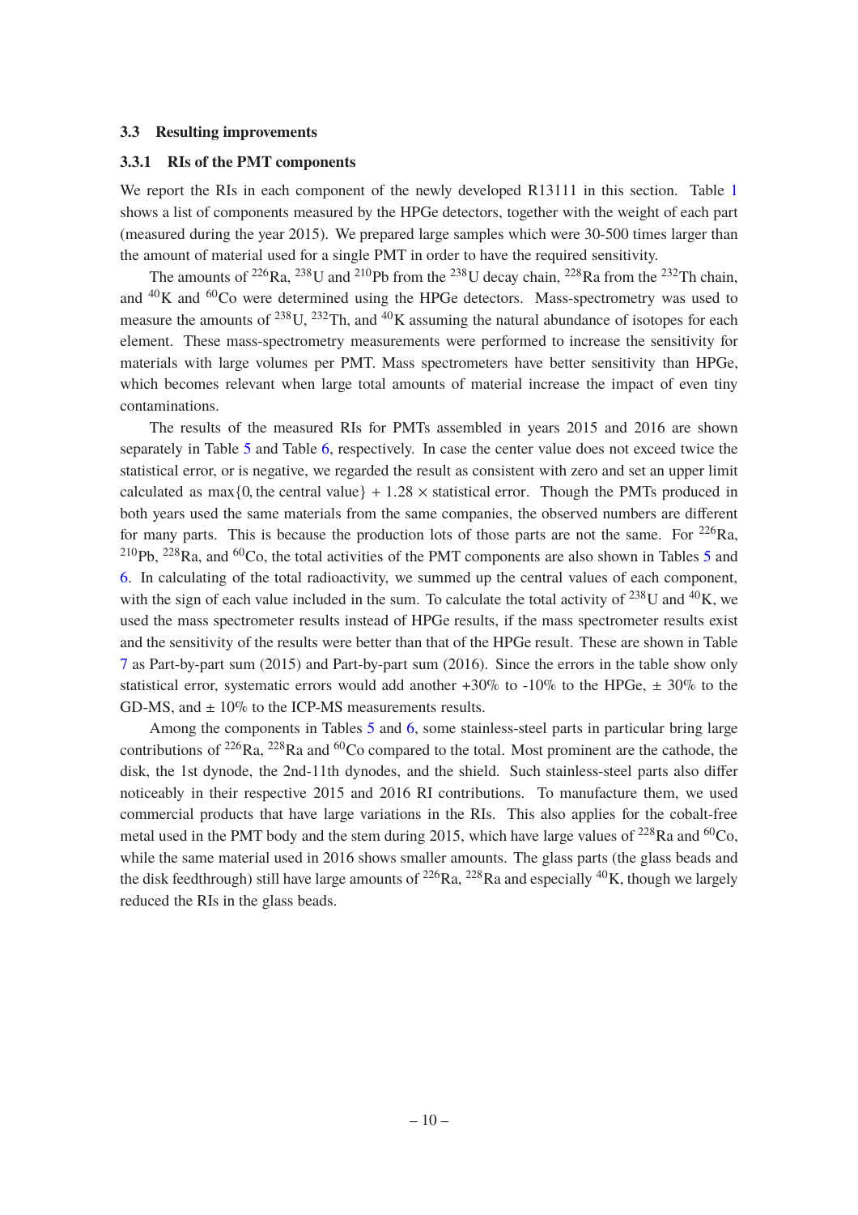### 3.3 Resulting improvements

#### 3.3.1 RIs of the PMT components

We report the RIs in each component of the newly developed R13111 in this section. Table 1 shows a list of components measured by the HPGe detectors, together with the weight of each part (measured during the year 2015). We prepared large samples which were 30-500 times larger than the amount of material used for a single PMT in order to have the required sensitivity.

The amounts of $^{226}$Ra, $^{238}$U and $^{210}$Pb from the $^{238}$U decay chain, $^{228}$Ra from the $^{232}$Th chain, and $^{40}$K and $^{60}$Co were determined using the HPGe detectors. Mass-spectrometry was used to measure the amounts of $^{238}$U, $^{232}$Th, and $^{40}$K assuming the natural abundance of isotopes for each element. These mass-spectrometry measurements were performed to increase the sensitivity for materials with large volumes per PMT. Mass spectrometers have better sensitivity than HPGe, which becomes relevant when large total amounts of material increase the impact of even tiny contaminations.

The results of the measured RIs for PMTs assembled in years 2015 and 2016 are shown separately in Table 5 and Table 6, respectively. In case the center value does not exceed twice the statistical error, or is negative, we regarded the result as consistent with zero and set an upper limit calculated as $\max\{0, \text{the central value}\} + 1.28 \times$ statistical error. Though the PMTs produced in both years used the same materials from the same companies, the observed numbers are different for many parts. This is because the production lots of those parts are not the same. For $^{226}$Ra, $^{210}$Pb, $^{228}$Ra, and $^{60}$Co, the total activities of the PMT components are also shown in Tables 5 and 6. In calculating of the total radioactivity, we summed up the central values of each component, with the sign of each value included in the sum. To calculate the total activity of $^{238}$U and $^{40}$K, we used the mass spectrometer results instead of HPGe results, if the mass spectrometer results exist and the sensitivity of the results were better than that of the HPGe result. These are shown in Table 7 as Part-by-part sum (2015) and Part-by-part sum (2016). Since the errors in the table show only statistical error, systematic errors would add another +30% to -10% to the HPGe, ± 30% to the GD-MS, and ± 10% to the ICP-MS measurements results.

Among the components in Tables 5 and 6, some stainless-steel parts in particular bring large contributions of $^{226}$Ra, $^{228}$Ra and $^{60}$Co compared to the total. Most prominent are the cathode, the disk, the 1st dynode, the 2nd-11th dynodes, and the shield. Such stainless-steel parts also differ noticeably in their respective 2015 and 2016 RI contributions. To manufacture them, we used commercial products that have large variations in the RIs. This also applies for the cobalt-free metal used in the PMT body and the stem during 2015, which have large values of $^{228}$Ra and $^{60}$Co, while the same material used in 2016 shows smaller amounts. The glass parts (the glass beads and the disk feedthrough) still have large amounts of $^{226}$Ra, $^{228}$Ra and especially $^{40}$K, though we largely reduced the RIs in the glass beads.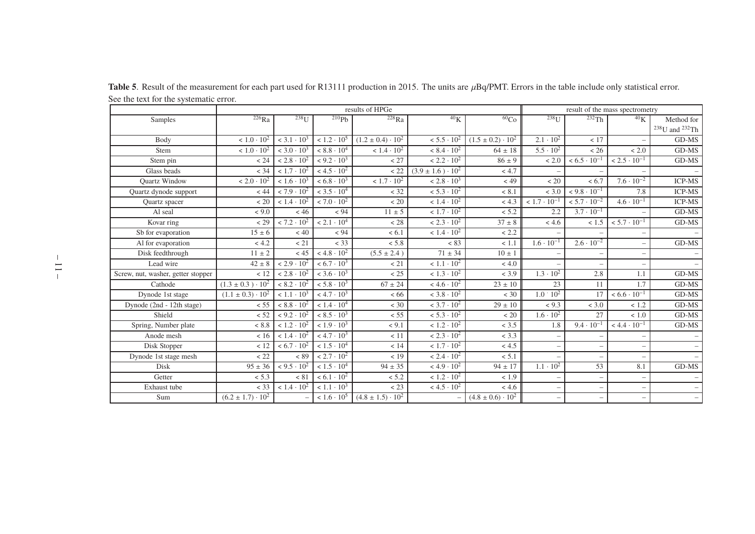**Table 5**. Result of the measurement for each part used for R13111 production in 2015. The units are $\mu$Bq/PMT. Errors in the table include only statistical error. See the text for the systematic error.

| | results of HPGe | | | | | | result of the mass spectrometry | | | |
|---|---|---|---|---|---|---|---|---|---|---|
| Samples | $^{226}$Ra | $^{238}$U | $^{210}$Pb | $^{228}$Ra | $^{40}$K | $^{60}$Co | $^{238}$U | $^{232}$Th | $^{40}$K | Method for $^{238}$U and $^{232}$Th |
| Body | $< 1.0 \cdot 10^2$ | $< 3.1 \cdot 10^3$ | $< 1.2 \cdot 10^5$ | $(1.2 \pm 0.4) \cdot 10^2$ | $< 5.5 \cdot 10^2$ | $(1.5 \pm 0.2) \cdot 10^2$ | $2.1 \cdot 10^2$ | $< 17$ | – | GD-MS |
| Stem | $< 1.0 \cdot 10^2$ | $< 3.0 \cdot 10^3$ | $< 8.8 \cdot 10^4$ | $< 1.4 \cdot 10^2$ | $< 8.4 \cdot 10^2$ | $64 \pm 18$ | $5.5 \cdot 10^2$ | $< 26$ | $< 2.0$ | GD-MS |
| Stem pin | $< 24$ | $< 2.8 \cdot 10^2$ | $< 9.2 \cdot 10^3$ | $< 27$ | $< 2.2 \cdot 10^2$ | $86 \pm 9$ | $< 2.0$ | $< 6.5 \cdot 10^{-1}$ | $< 2.5 \cdot 10^{-1}$ | GD-MS |
| Glass beads | $< 34$ | $< 1.7 \cdot 10^2$ | $< 4.5 \cdot 10^2$ | $< 22$ | $(3.9 \pm 1.6) \cdot 10^2$ | $< 4.7$ | – | – | – | – |
| Quartz Window | $< 2.0 \cdot 10^2$ | $< 1.6 \cdot 10^3$ | $< 6.8 \cdot 10^3$ | $< 1.7 \cdot 10^2$ | $< 2.8 \cdot 10^3$ | $< 49$ | $< 20$ | $< 6.7$ | $7.6 \cdot 10^{-2}$ | ICP-MS |
| Quartz dynode support | $< 44$ | $< 7.9 \cdot 10^2$ | $< 3.5 \cdot 10^4$ | $< 32$ | $< 5.3 \cdot 10^2$ | $< 8.1$ | $< 3.0$ | $< 9.8 \cdot 10^{-1}$ | 7.8 | ICP-MS |
| Quartz spacer | $< 20$ | $< 1.4 \cdot 10^2$ | $< 7.0 \cdot 10^2$ | $< 20$ | $< 1.4 \cdot 10^2$ | $< 4.3$ | $< 1.7 \cdot 10^{-1}$ | $< 5.7 \cdot 10^{-2}$ | $4.6 \cdot 10^{-1}$ | ICP-MS |
| Al seal | $< 9.0$ | $< 46$ | $< 94$ | $11 \pm 5$ | $< 1.7 \cdot 10^2$ | $< 5.2$ | 2.2 | $3.7 \cdot 10^{-1}$ | – | GD-MS |
| Kovar ring | $< 29$ | $< 7.2 \cdot 10^2$ | $< 2.1 \cdot 10^4$ | $< 28$ | $< 2.3 \cdot 10^2$ | $37 \pm 8$ | $< 4.6$ | $< 1.5$ | $< 5.7 \cdot 10^{-1}$ | GD-MS |
| Sb for evaporation | $15 \pm 6$ | $< 40$ | $< 94$ | $< 6.1$ | $< 1.4 \cdot 10^2$ | $< 2.2$ | – | – | – | – |
| Al for evaporation | $< 4.2$ | $< 21$ | $< 33$ | $< 5.8$ | $< 83$ | $< 1.1$ | $1.6 \cdot 10^{-1}$ | $2.6 \cdot 10^{-2}$ | – | GD-MS |
| Disk feedthrough | $11 \pm 2$ | $< 45$ | $< 4.8 \cdot 10^2$ | $(5.5 \pm 2.4)$ | $71 \pm 34$ | $10 \pm 1$ | – | – | – | – |
| Lead wire | $42 \pm 8$ | $< 2.9 \cdot 10^2$ | $< 6.7 \cdot 10^3$ | $< 21$ | $< 1.1 \cdot 10^2$ | $< 4.0$ | – | – | – | – |
| Screw, nut, washer, getter stopper | $< 12$ | $< 2.8 \cdot 10^2$ | $< 3.6 \cdot 10^3$ | $< 25$ | $< 1.3 \cdot 10^2$ | $< 3.9$ | $1.3 \cdot 10^2$ | 2.8 | 1.1 | GD-MS |
| Cathode | $(1.3 \pm 0.3) \cdot 10^2$ | $< 8.2 \cdot 10^2$ | $< 5.8 \cdot 10^3$ | $67 \pm 24$ | $< 4.6 \cdot 10^2$ | $23 \pm 10$ | 23 | 11 | 1.7 | GD-MS |
| Dynode 1st stage | $(1.1 \pm 0.3) \cdot 10^2$ | $< 1.1 \cdot 10^3$ | $< 4.7 \cdot 10^3$ | $< 66$ | $< 3.8 \cdot 10^2$ | $< 30$ | $1.0 \cdot 10^2$ | 17 | $< 6.6 \cdot 10^{-1}$ | GD-MS |
| Dynode (2nd - 12th stage) | $< 55$ | $< 8.8 \cdot 10^2$ | $< 1.4 \cdot 10^4$ | $< 30$ | $< 3.7 \cdot 10^2$ | $29 \pm 10$ | $< 9.3$ | $< 3.0$ | $< 1.2$ | GD-MS |
| Shield | $< 52$ | $< 9.2 \cdot 10^2$ | $< 8.5 \cdot 10^3$ | $< 55$ | $< 5.3 \cdot 10^2$ | $< 20$ | $1.6 \cdot 10^2$ | 27 | $< 1.0$ | GD-MS |
| Spring, Number plate | $< 8.8$ | $< 1.2 \cdot 10^2$ | $< 1.9 \cdot 10^3$ | $< 9.1$ | $< 1.2 \cdot 10^2$ | $< 3.5$ | 1.8 | $9.4 \cdot 10^{-1}$ | $< 4.4 \cdot 10^{-1}$ | GD-MS |
| Anode mesh | $< 16$ | $< 1.4 \cdot 10^2$ | $< 4.7 \cdot 10^3$ | $< 11$ | $< 2.3 \cdot 10^2$ | $< 3.3$ | – | – | – | – |
| Disk Stopper | $< 12$ | $< 6.7 \cdot 10^2$ | $< 1.5 \cdot 10^4$ | $< 14$ | $< 1.7 \cdot 10^2$ | $< 4.5$ | – | – | – | – |
| Dynode 1st stage mesh | $< 22$ | $< 89$ | $< 2.7 \cdot 10^2$ | $< 19$ | $< 2.4 \cdot 10^2$ | $< 5.1$ | – | – | – | – |
| Disk | $95 \pm 36$ | $< 9.5 \cdot 10^2$ | $< 1.5 \cdot 10^4$ | $94 \pm 35$ | $< 4.9 \cdot 10^2$ | $94 \pm 17$ | $1.1 \cdot 10^2$ | 53 | 8.1 | GD-MS |
| Getter | $< 5.3$ | $< 81$ | $< 6.1 \cdot 10^2$ | $< 5.2$ | $< 1.2 \cdot 10^2$ | $< 1.9$ | – | – | – | – |
| Exhaust tube | $< 33$ | $< 1.4 \cdot 10^2$ | $< 1.1 \cdot 10^3$ | $< 23$ | $< 4.5 \cdot 10^2$ | $< 4.6$ | – | – | – | – |
| Sum | $(6.2 \pm 1.7) \cdot 10^2$ | – | $< 1.6 \cdot 10^5$ | $(4.8 \pm 1.5) \cdot 10^2$ | – | $(4.8 \pm 0.6) \cdot 10^2$ | – | – | – | – |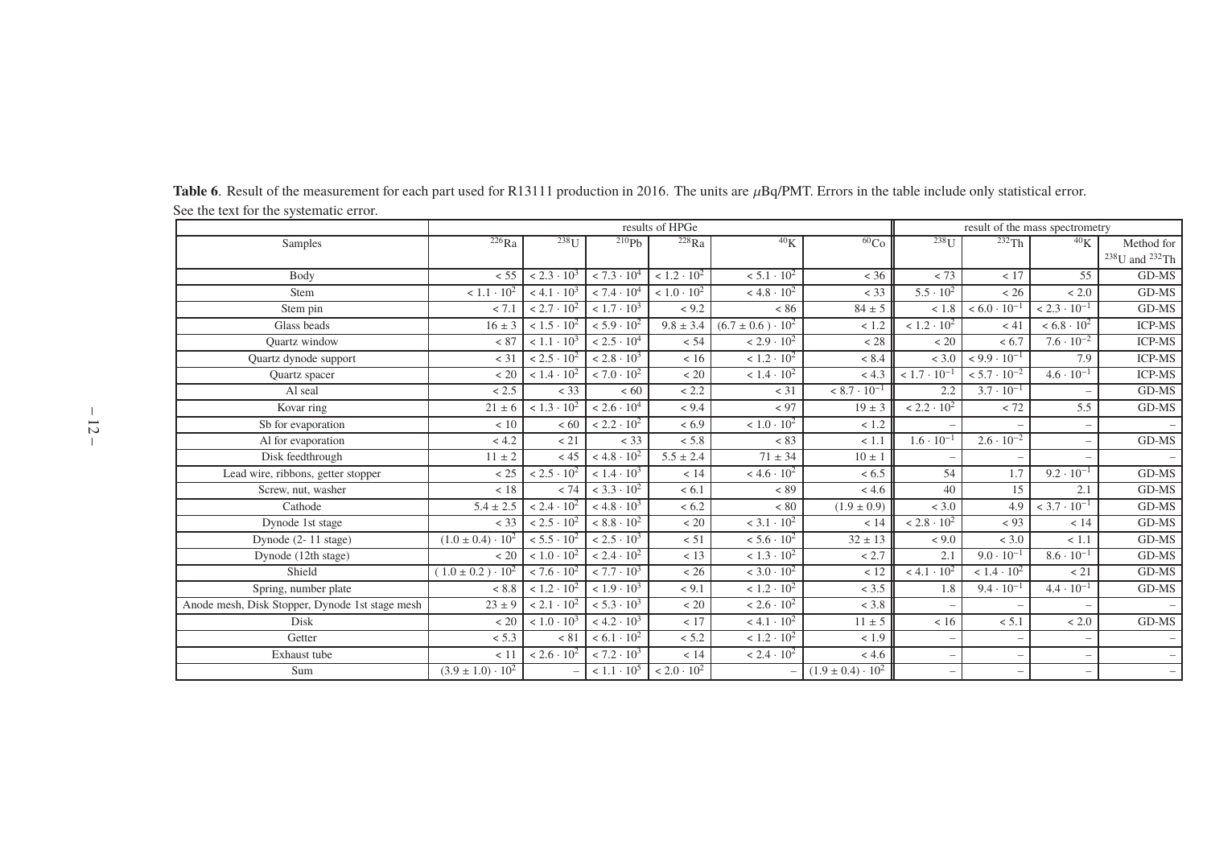**Table 6**. Result of the measurement for each part used for R13111 production in 2016. The units are $\mu$Bq/PMT. Errors in the table include only statistical error. See the text for the systematic error.

| | results of HPGe | | | | | | result of the mass spectrometry | | | |
|---|---|---|---|---|---|---|---|---|---|---|
| Samples | $^{226}$Ra | $^{238}$U | $^{210}$Pb | $^{228}$Ra | $^{40}$K | $^{60}$Co | $^{238}$U | $^{232}$Th | $^{40}$K | Method for $^{238}$U and $^{232}$Th |
| Body | $< 55$ | $< 2.3 \cdot 10^3$ | $< 7.3 \cdot 10^4$ | $< 1.2 \cdot 10^2$ | $< 5.1 \cdot 10^2$ | $< 36$ | $< 73$ | $< 17$ | 55 | GD-MS |
| Stem | $< 1.1 \cdot 10^2$ | $< 4.1 \cdot 10^3$ | $< 7.4 \cdot 10^4$ | $< 1.0 \cdot 10^2$ | $< 4.8 \cdot 10^2$ | $< 33$ | $5.5 \cdot 10^2$ | $< 26$ | $< 2.0$ | GD-MS |
| Stem pin | $< 7.1$ | $< 2.7 \cdot 10^2$ | $< 1.7 \cdot 10^3$ | $< 9.2$ | $< 86$ | $84 \pm 5$ | $< 1.8$ | $< 6.0 \cdot 10^{-1}$ | $< 2.3 \cdot 10^{-1}$ | GD-MS |
| Glass beads | $16 \pm 3$ | $< 1.5 \cdot 10^2$ | $< 5.9 \cdot 10^2$ | $9.8 \pm 3.4$ | $(6.7 \pm 0.6) \cdot 10^2$ | $< 1.2$ | $< 1.2 \cdot 10^2$ | $< 41$ | $< 6.8 \cdot 10^2$ | ICP-MS |
| Quartz window | $< 87$ | $< 1.1 \cdot 10^3$ | $< 2.5 \cdot 10^4$ | $< 54$ | $< 2.9 \cdot 10^2$ | $< 28$ | $< 20$ | $< 6.7$ | $7.6 \cdot 10^{-2}$ | ICP-MS |
| Quartz dynode support | $< 31$ | $< 2.5 \cdot 10^2$ | $< 2.8 \cdot 10^3$ | $< 16$ | $< 1.2 \cdot 10^2$ | $< 8.4$ | $< 3.0$ | $< 9.9 \cdot 10^{-1}$ | 7.9 | ICP-MS |
| Quartz spacer | $< 20$ | $< 1.4 \cdot 10^2$ | $< 7.0 \cdot 10^2$ | $< 20$ | $< 1.4 \cdot 10^2$ | $< 4.3$ | $< 1.7 \cdot 10^{-1}$ | $< 5.7 \cdot 10^{-2}$ | $4.6 \cdot 10^{-1}$ | ICP-MS |
| Al seal | $< 2.5$ | $< 33$ | $< 60$ | $< 2.2$ | $< 31$ | $< 8.7 \cdot 10^{-1}$ | 2.2 | $3.7 \cdot 10^{-1}$ | – | GD-MS |
| Kovar ring | $21 \pm 6$ | $< 1.3 \cdot 10^2$ | $< 2.6 \cdot 10^4$ | $< 9.4$ | $< 97$ | $19 \pm 3$ | $< 2.2 \cdot 10^2$ | $< 72$ | 5.5 | GD-MS |
| Sb for evaporation | $< 10$ | $< 60$ | $< 2.2 \cdot 10^2$ | $< 6.9$ | $< 1.0 \cdot 10^2$ | $< 1.2$ | – | – | – | – |
| Al for evaporation | $< 4.2$ | $< 21$ | $< 33$ | $< 5.8$ | $< 83$ | $< 1.1$ | $1.6 \cdot 10^{-1}$ | $2.6 \cdot 10^{-2}$ | – | GD-MS |
| Disk feedthrough | $11 \pm 2$ | $< 45$ | $< 4.8 \cdot 10^2$ | $5.5 \pm 2.4$ | $71 \pm 34$ | $10 \pm 1$ | – | – | – | – |
| Lead wire, ribbons, getter stopper | $< 25$ | $< 2.5 \cdot 10^2$ | $< 1.4 \cdot 10^3$ | $< 14$ | $< 4.6 \cdot 10^2$ | $< 6.5$ | 54 | 1.7 | $9.2 \cdot 10^{-1}$ | GD-MS |
| Screw, nut, washer | $< 18$ | $< 74$ | $< 3.3 \cdot 10^2$ | $< 6.1$ | $< 89$ | $< 4.6$ | 40 | 15 | 2.1 | GD-MS |
| Cathode | $5.4 \pm 2.5$ | $< 2.4 \cdot 10^2$ | $< 4.8 \cdot 10^3$ | $< 6.2$ | $< 80$ | $(1.9 \pm 0.9)$ | $< 3.0$ | 4.9 | $< 3.7 \cdot 10^{-1}$ | GD-MS |
| Dynode 1st stage | $< 33$ | $< 2.5 \cdot 10^2$ | $< 8.8 \cdot 10^2$ | $< 20$ | $< 3.1 \cdot 10^2$ | $< 14$ | $< 2.8 \cdot 10^2$ | $< 93$ | $< 14$ | GD-MS |
| Dynode (2- 11 stage) | $(1.0 \pm 0.4) \cdot 10^2$ | $< 5.5 \cdot 10^2$ | $< 2.5 \cdot 10^3$ | $< 51$ | $< 5.6 \cdot 10^2$ | $32 \pm 13$ | $< 9.0$ | $< 3.0$ | $< 1.1$ | GD-MS |
| Dynode (12th stage) | $< 20$ | $< 1.0 \cdot 10^2$ | $< 2.4 \cdot 10^2$ | $< 13$ | $< 1.3 \cdot 10^2$ | $< 2.7$ | 2.1 | $9.0 \cdot 10^{-1}$ | $8.6 \cdot 10^{-1}$ | GD-MS |
| Shield | $(1.0 \pm 0.2) \cdot 10^2$ | $< 7.6 \cdot 10^2$ | $< 7.7 \cdot 10^3$ | $< 26$ | $< 3.0 \cdot 10^2$ | $< 12$ | $< 4.1 \cdot 10^2$ | $< 1.4 \cdot 10^2$ | $< 21$ | GD-MS |
| Spring, number plate | $< 8.8$ | $< 1.2 \cdot 10^2$ | $< 1.9 \cdot 10^3$ | $< 9.1$ | $< 1.2 \cdot 10^2$ | $< 3.5$ | 1.8 | $9.4 \cdot 10^{-1}$ | $4.4 \cdot 10^{-1}$ | GD-MS |
| Anode mesh, Disk Stopper, Dynode 1st stage mesh | $23 \pm 9$ | $< 2.1 \cdot 10^2$ | $< 5.3 \cdot 10^3$ | $< 20$ | $< 2.6 \cdot 10^2$ | $< 3.8$ | – | – | – | – |
| Disk | $< 20$ | $< 1.0 \cdot 10^3$ | $< 4.2 \cdot 10^3$ | $< 17$ | $< 4.1 \cdot 10^2$ | $11 \pm 5$ | $< 16$ | $< 5.1$ | $< 2.0$ | GD-MS |
| Getter | $< 5.3$ | $< 81$ | $< 6.1 \cdot 10^2$ | $< 5.2$ | $< 1.2 \cdot 10^2$ | $< 1.9$ | – | – | – | – |
| Exhaust tube | $< 11$ | $< 2.6 \cdot 10^2$ | $< 7.2 \cdot 10^3$ | $< 14$ | $< 2.4 \cdot 10^2$ | $< 4.6$ | – | – | – | – |
| Sum | $(3.9 \pm 1.0) \cdot 10^2$ | – | $< 1.1 \cdot 10^5$ | $< 2.0 \cdot 10^2$ | – | $(1.9 \pm 0.4) \cdot 10^2$ | – | – | – | – |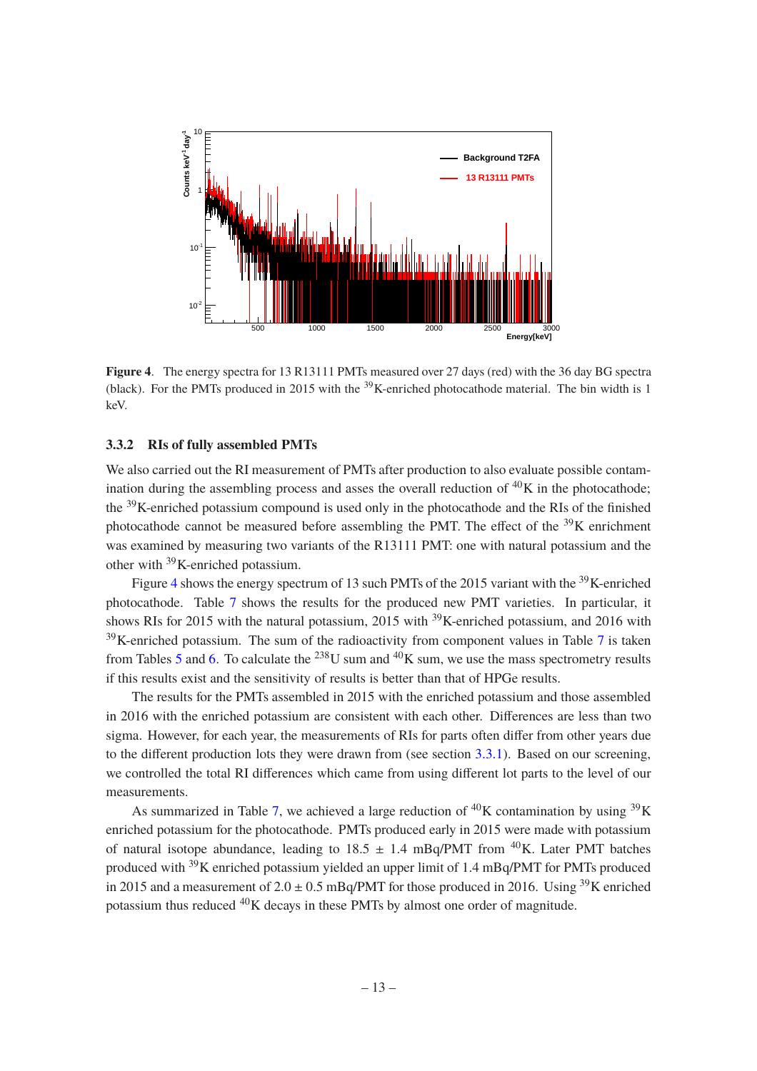**Figure 4**. The energy spectra for 13 R13111 PMTs measured over 27 days (red) with the 36 day BG spectra (black). For the PMTs produced in 2015 with the $^{39}$K-enriched photocathode material. The bin width is 1 keV.

### 3.3.2 RIs of fully assembled PMTs

We also carried out the RI measurement of PMTs after production to also evaluate possible contamination during the assembling process and asses the overall reduction of $^{40}$K in the photocathode; the $^{39}$K-enriched potassium compound is used only in the photocathode and the RIs of the finished photocathode cannot be measured before assembling the PMT. The effect of the $^{39}$K enrichment was examined by measuring two variants of the R13111 PMT: one with natural potassium and the other with $^{39}$K-enriched potassium.

Figure 4 shows the energy spectrum of 13 such PMTs of the 2015 variant with the $^{39}$K-enriched photocathode. Table 7 shows the results for the produced new PMT varieties. In particular, it shows RIs for 2015 with the natural potassium, 2015 with $^{39}$K-enriched potassium, and 2016 with $^{39}$K-enriched potassium. The sum of the radioactivity from component values in Table 7 is taken from Tables 5 and 6. To calculate the $^{238}$U sum and $^{40}$K sum, we use the mass spectrometry results if this results exist and the sensitivity of results is better than that of HPGe results.

The results for the PMTs assembled in 2015 with the enriched potassium and those assembled in 2016 with the enriched potassium are consistent with each other. Differences are less than two sigma. However, for each year, the measurements of RIs for parts often differ from other years due to the different production lots they were drawn from (see section 3.3.1). Based on our screening, we controlled the total RI differences which came from using different lot parts to the level of our measurements.

As summarized in Table 7, we achieved a large reduction of $^{40}$K contamination by using $^{39}$K enriched potassium for the photocathode. PMTs produced early in 2015 were made with potassium of natural isotope abundance, leading to $18.5 \pm 1.4$ mBq/PMT from $^{40}$K. Later PMT batches produced with $^{39}$K enriched potassium yielded an upper limit of 1.4 mBq/PMT for PMTs produced in 2015 and a measurement of $2.0 \pm 0.5$ mBq/PMT for those produced in 2016. Using $^{39}$K enriched potassium thus reduced $^{40}$K decays in these PMTs by almost one order of magnitude.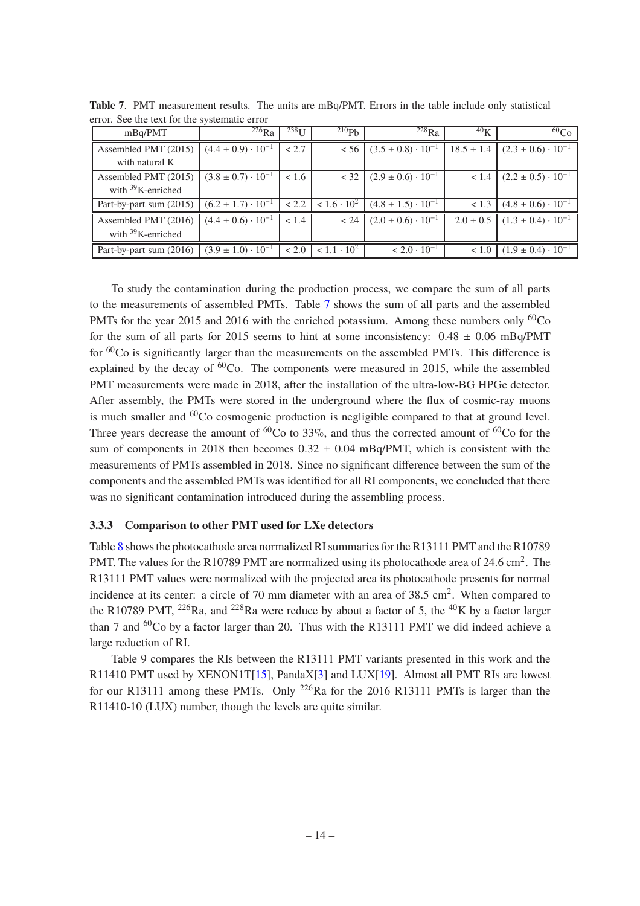**Table 7**. PMT measurement results. The units are mBq/PMT. Errors in the table include only statistical error. See the text for the systematic error

| mBq/PMT | $^{226}$Ra | $^{238}$U | $^{210}$Pb | $^{228}$Ra | $^{40}$K | $^{60}$Co |
|---|---|---|---|---|---|---|
| Assembled PMT (2015) with natural K | $(4.4 \pm 0.9) \cdot 10^{-1}$ | $< 2.7$ | $< 56$ | $(3.5 \pm 0.8) \cdot 10^{-1}$ | $18.5 \pm 1.4$ | $(2.3 \pm 0.6) \cdot 10^{-1}$ |
| Assembled PMT (2015) with $^{39}$K-enriched | $(3.8 \pm 0.7) \cdot 10^{-1}$ | $< 1.6$ | $< 32$ | $(2.9 \pm 0.6) \cdot 10^{-1}$ | $< 1.4$ | $(2.2 \pm 0.5) \cdot 10^{-1}$ |
| Part-by-part sum (2015) | $(6.2 \pm 1.7) \cdot 10^{-1}$ | $< 2.2$ | $< 1.6 \cdot 10^{2}$ | $(4.8 \pm 1.5) \cdot 10^{-1}$ | $< 1.3$ | $(4.8 \pm 0.6) \cdot 10^{-1}$ |
| Assembled PMT (2016) with $^{39}$K-enriched | $(4.4 \pm 0.6) \cdot 10^{-1}$ | $< 1.4$ | $< 24$ | $(2.0 \pm 0.6) \cdot 10^{-1}$ | $2.0 \pm 0.5$ | $(1.3 \pm 0.4) \cdot 10^{-1}$ |
| Part-by-part sum (2016) | $(3.9 \pm 1.0) \cdot 10^{-1}$ | $< 2.0$ | $< 1.1 \cdot 10^{2}$ | $< 2.0 \cdot 10^{-1}$ | $< 1.0$ | $(1.9 \pm 0.4) \cdot 10^{-1}$ |

To study the contamination during the production process, we compare the sum of all parts to the measurements of assembled PMTs. Table 7 shows the sum of all parts and the assembled PMTs for the year 2015 and 2016 with the enriched potassium. Among these numbers only $^{60}$Co for the sum of all parts for 2015 seems to hint at some inconsistency: $0.48 \pm 0.06$ mBq/PMT for $^{60}$Co is significantly larger than the measurements on the assembled PMTs. This difference is explained by the decay of $^{60}$Co. The components were measured in 2015, while the assembled PMT measurements were made in 2018, after the installation of the ultra-low-BG HPGe detector. After assembly, the PMTs were stored in the underground where the flux of cosmic-ray muons is much smaller and $^{60}$Co cosmogenic production is negligible compared to that at ground level. Three years decrease the amount of $^{60}$Co to 33%, and thus the corrected amount of $^{60}$Co for the sum of components in 2018 then becomes $0.32 \pm 0.04$ mBq/PMT, which is consistent with the measurements of PMTs assembled in 2018. Since no significant difference between the sum of the components and the assembled PMTs was identified for all RI components, we concluded that there was no significant contamination introduced during the assembling process.

### 3.3.3 Comparison to other PMT used for LXe detectors

Table 8 shows the photocathode area normalized RI summaries for the R13111 PMT and the R10789 PMT. The values for the R10789 PMT are normalized using its photocathode area of 24.6 cm$^2$. The R13111 PMT values were normalized with the projected area its photocathode presents for normal incidence at its center: a circle of 70 mm diameter with an area of 38.5 cm$^2$. When compared to the R10789 PMT, $^{226}$Ra, and $^{228}$Ra were reduce by about a factor of 5, the $^{40}$K by a factor larger than 7 and $^{60}$Co by a factor larger than 20. Thus with the R13111 PMT we did indeed achieve a large reduction of RI.

Table 9 compares the RIs between the R13111 PMT variants presented in this work and the R11410 PMT used by XENON1T[15], PandaX[3] and LUX[19]. Almost all PMT RIs are lowest for our R13111 among these PMTs. Only $^{226}$Ra for the 2016 R13111 PMTs is larger than the R11410-10 (LUX) number, though the levels are quite similar.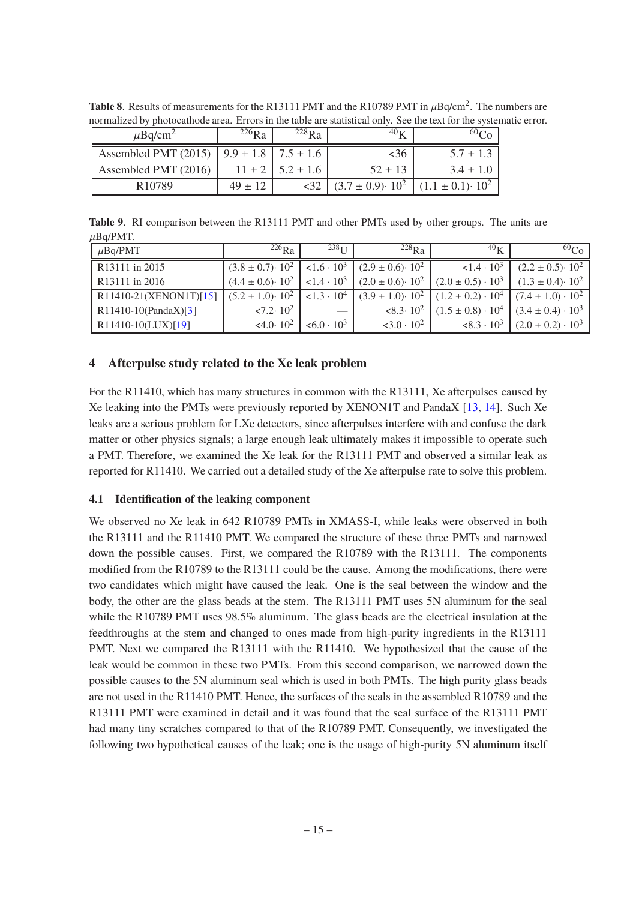**Table 8**. Results of measurements for the R13111 PMT and the R10789 PMT in $\mu$Bq/cm$^2$. The numbers are normalized by photocathode area. Errors in the table are statistical only. See the text for the systematic error.

| $\mu$Bq/cm$^2$ | $^{226}$Ra | $^{228}$Ra | $^{40}$K | $^{60}$Co |
|---|---|---|---|---|
| Assembled PMT (2015) | 9.9 ± 1.8 | 7.5 ± 1.6 | <36 | 5.7 ± 1.3 |
| Assembled PMT (2016) | 11 ± 2 | 5.2 ± 1.6 | 52 ± 13 | 3.4 ± 1.0 |
| R10789 | 49 ± 12 | <32 | $(3.7 \pm 0.9)\cdot 10^2$ | $(1.1 \pm 0.1)\cdot 10^2$ |

**Table 9**. RI comparison between the R13111 PMT and other PMTs used by other groups. The units are $\mu$Bq/PMT.

| $\mu$Bq/PMT | $^{226}$Ra | $^{238}$U | $^{228}$Ra | $^{40}$K | $^{60}$Co |
|---|---|---|---|---|---|
| R13111 in 2015 | $(3.8 \pm 0.7)\cdot 10^2$ | $<1.6 \cdot 10^3$ | $(2.9 \pm 0.6)\cdot 10^2$ | $<1.4 \cdot 10^3$ | $(2.2 \pm 0.5)\cdot 10^2$ |
| R13111 in 2016 | $(4.4 \pm 0.6)\cdot 10^2$ | $<1.4 \cdot 10^3$ | $(2.0 \pm 0.6)\cdot 10^2$ | $(2.0 \pm 0.5) \cdot 10^3$ | $(1.3 \pm 0.4)\cdot 10^2$ |
| R11410-21(XENON1T)[15] | $(5.2 \pm 1.0)\cdot 10^2$ | $<1.3 \cdot 10^4$ | $(3.9 \pm 1.0)\cdot 10^2$ | $(1.2 \pm 0.2) \cdot 10^4$ | $(7.4 \pm 1.0) \cdot 10^2$ |
| R11410-10(PandaX)[3] | $<7.2\cdot 10^2$ | — | $<8.3\cdot 10^2$ | $(1.5 \pm 0.8) \cdot 10^4$ | $(3.4 \pm 0.4) \cdot 10^3$ |
| R11410-10(LUX)[19] | $<4.0\cdot 10^2$ | $<6.0 \cdot 10^3$ | $<3.0 \cdot 10^2$ | $<8.3 \cdot 10^3$ | $(2.0 \pm 0.2) \cdot 10^3$ |

## 4 Afterpulse study related to the Xe leak problem

For the R11410, which has many structures in common with the R13111, Xe afterpulses caused by Xe leaking into the PMTs were previously reported by XENON1T and PandaX [13, 14]. Such Xe leaks are a serious problem for LXe detectors, since afterpulses interfere with and confuse the dark matter or other physics signals; a large enough leak ultimately makes it impossible to operate such a PMT. Therefore, we examined the Xe leak for the R13111 PMT and observed a similar leak as reported for R11410. We carried out a detailed study of the Xe afterpulse rate to solve this problem.

### 4.1 Identification of the leaking component

We observed no Xe leak in 642 R10789 PMTs in XMASS-I, while leaks were observed in both the R13111 and the R11410 PMT. We compared the structure of these three PMTs and narrowed down the possible causes. First, we compared the R10789 with the R13111. The components modified from the R10789 to the R13111 could be the cause. Among the modifications, there were two candidates which might have caused the leak. One is the seal between the window and the body, the other are the glass beads at the stem. The R13111 PMT uses 5N aluminum for the seal while the R10789 PMT uses 98.5% aluminum. The glass beads are the electrical insulation at the feedthroughs at the stem and changed to ones made from high-purity ingredients in the R13111 PMT. Next we compared the R13111 with the R11410. We hypothesized that the cause of the leak would be common in these two PMTs. From this second comparison, we narrowed down the possible causes to the 5N aluminum seal which is used in both PMTs. The high purity glass beads are not used in the R11410 PMT. Hence, the surfaces of the seals in the assembled R10789 and the R13111 PMT were examined in detail and it was found that the seal surface of the R13111 PMT had many tiny scratches compared to that of the R10789 PMT. Consequently, we investigated the following two hypothetical causes of the leak; one is the usage of high-purity 5N aluminum itself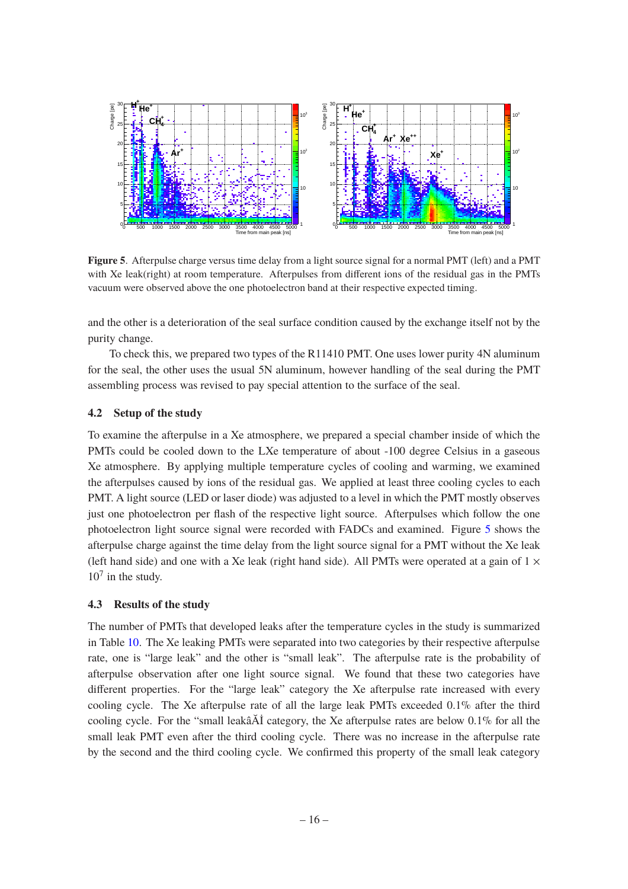**Figure 5**. Afterpulse charge versus time delay from a light source signal for a normal PMT (left) and a PMT with Xe leak(right) at room temperature. Afterpulses from different ions of the residual gas in the PMTs vacuum were observed above the one photoelectron band at their respective expected timing.

and the other is a deterioration of the seal surface condition caused by the exchange itself not by the purity change.

To check this, we prepared two types of the R11410 PMT. One uses lower purity 4N aluminum for the seal, the other uses the usual 5N aluminum, however handling of the seal during the PMT assembling process was revised to pay special attention to the surface of the seal.

### 4.2 Setup of the study

To examine the afterpulse in a Xe atmosphere, we prepared a special chamber inside of which the PMTs could be cooled down to the LXe temperature of about -100 degree Celsius in a gaseous Xe atmosphere. By applying multiple temperature cycles of cooling and warming, we examined the afterpulses caused by ions of the residual gas. We applied at least three cooling cycles to each PMT. A light source (LED or laser diode) was adjusted to a level in which the PMT mostly observes just one photoelectron per flash of the respective light source. Afterpulses which follow the one photoelectron light source signal were recorded with FADCs and examined. Figure 5 shows the afterpulse charge against the time delay from the light source signal for a PMT without the Xe leak (left hand side) and one with a Xe leak (right hand side). All PMTs were operated at a gain of $1 \times 10^7$ in the study.

### 4.3 Results of the study

The number of PMTs that developed leaks after the temperature cycles in the study is summarized in Table 10. The Xe leaking PMTs were separated into two categories by their respective afterpulse rate, one is "large leak" and the other is "small leak". The afterpulse rate is the probability of afterpulse observation after one light source signal. We found that these two categories have different properties. For the "large leak" category the Xe afterpulse rate increased with every cooling cycle. The Xe afterpulse rate of all the large leak PMTs exceeded 0.1% after the third cooling cycle. For the "small leakâĂİ category, the Xe afterpulse rates are below 0.1% for all the small leak PMT even after the third cooling cycle. There was no increase in the afterpulse rate by the second and the third cooling cycle. We confirmed this property of the small leak category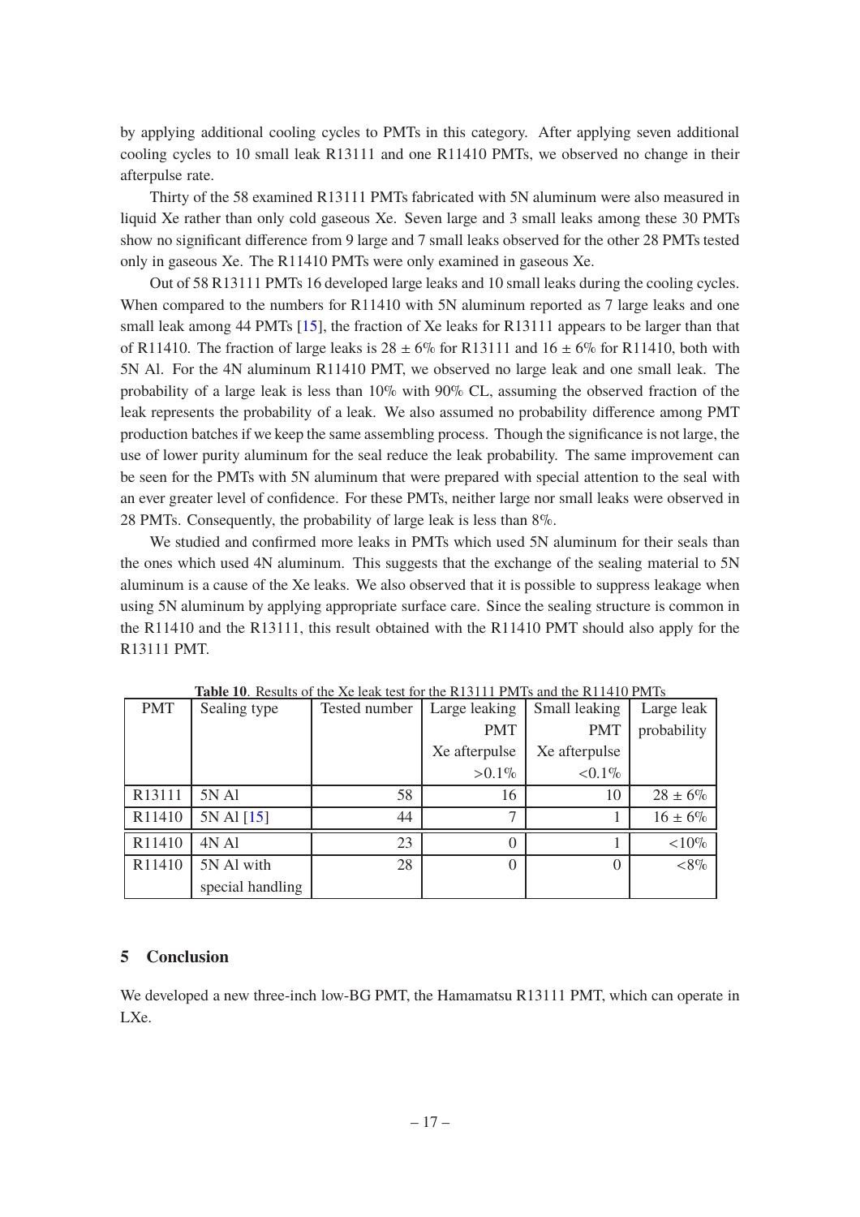by applying additional cooling cycles to PMTs in this category. After applying seven additional cooling cycles to 10 small leak R13111 and one R11410 PMTs, we observed no change in their afterpulse rate.

Thirty of the 58 examined R13111 PMTs fabricated with 5N aluminum were also measured in liquid Xe rather than only cold gaseous Xe. Seven large and 3 small leaks among these 30 PMTs show no significant difference from 9 large and 7 small leaks observed for the other 28 PMTs tested only in gaseous Xe. The R11410 PMTs were only examined in gaseous Xe.

Out of 58 R13111 PMTs 16 developed large leaks and 10 small leaks during the cooling cycles. When compared to the numbers for R11410 with 5N aluminum reported as 7 large leaks and one small leak among 44 PMTs [15], the fraction of Xe leaks for R13111 appears to be larger than that of R11410. The fraction of large leaks is $28 \pm 6\%$ for R13111 and $16 \pm 6\%$ for R11410, both with 5N Al. For the 4N aluminum R11410 PMT, we observed no large leak and one small leak. The probability of a large leak is less than 10% with 90% CL, assuming the observed fraction of the leak represents the probability of a leak. We also assumed no probability difference among PMT production batches if we keep the same assembling process. Though the significance is not large, the use of lower purity aluminum for the seal reduce the leak probability. The same improvement can be seen for the PMTs with 5N aluminum that were prepared with special attention to the seal with an ever greater level of confidence. For these PMTs, neither large nor small leaks were observed in 28 PMTs. Consequently, the probability of large leak is less than 8%.

We studied and confirmed more leaks in PMTs which used 5N aluminum for their seals than the ones which used 4N aluminum. This suggests that the exchange of the sealing material to 5N aluminum is a cause of the Xe leaks. We also observed that it is possible to suppress leakage when using 5N aluminum by applying appropriate surface care. Since the sealing structure is common in the R11410 and the R13111, this result obtained with the R11410 PMT should also apply for the R13111 PMT.

**Table 10**. Results of the Xe leak test for the R13111 PMTs and the R11410 PMTs

| PMT | Sealing type | Tested number | Large leaking PMT Xe afterpulse >0.1% | Small leaking PMT Xe afterpulse <0.1% | Large leak probability |
|---|---|---|---|---|---|
| R13111 | 5N Al | 58 | 16 | 10 | $28 \pm 6\%$ |
| R11410 | 5N Al [15] | 44 | 7 | 1 | $16 \pm 6\%$ |
| R11410 | 4N Al | 23 | 0 | 1 | <10% |
| R11410 | 5N Al with special handling | 28 | 0 | 0 | <8% |

## 5 Conclusion

We developed a new three-inch low-BG PMT, the Hamamatsu R13111 PMT, which can operate in LXe.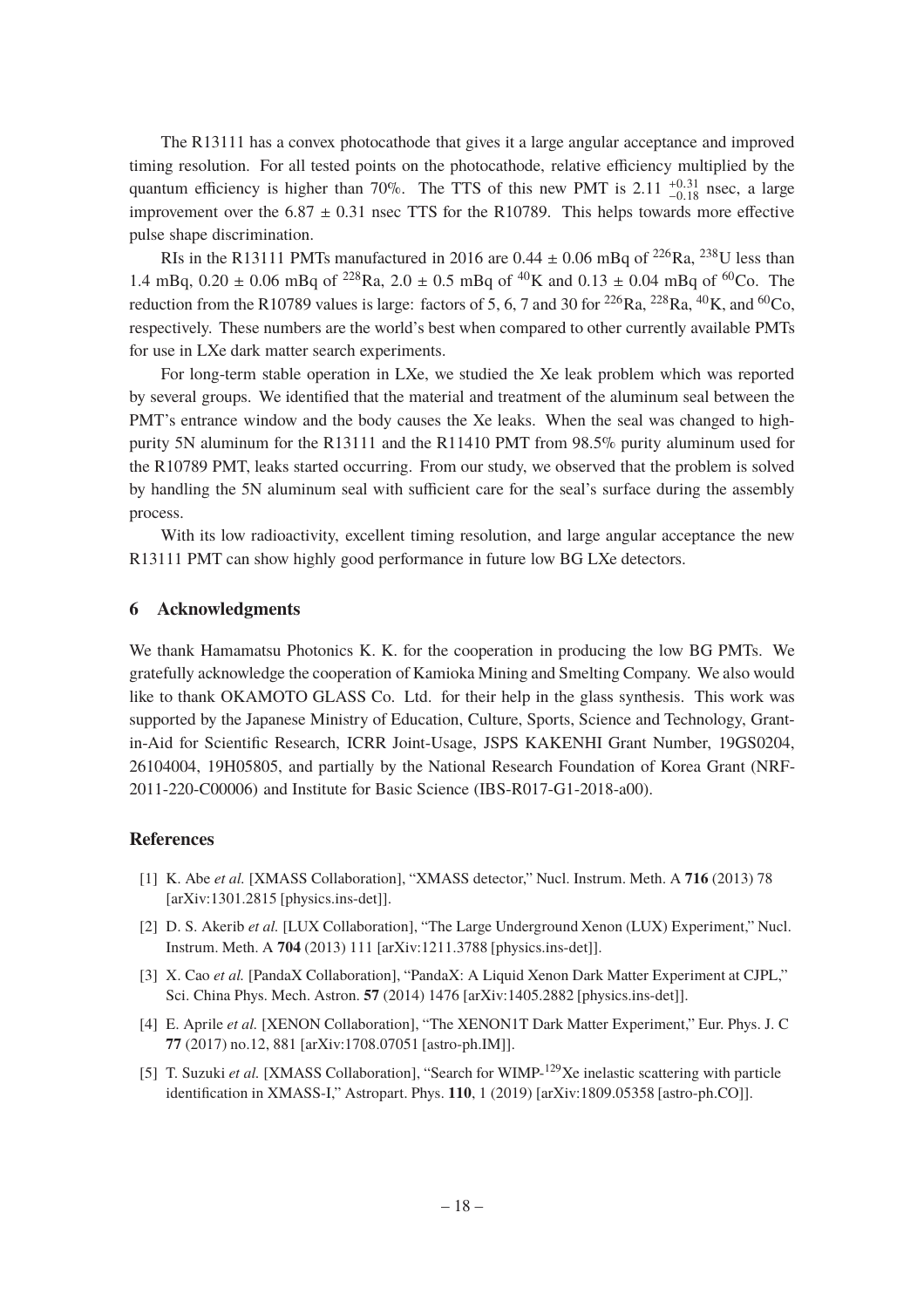The R13111 has a convex photocathode that gives it a large angular acceptance and improved timing resolution. For all tested points on the photocathode, relative efficiency multiplied by the quantum efficiency is higher than 70%. The TTS of this new PMT is $2.11\ ^{+0.31}_{-0.18}$ nsec, a large improvement over the $6.87 \pm 0.31$ nsec TTS for the R10789. This helps towards more effective pulse shape discrimination.

RIs in the R13111 PMTs manufactured in 2016 are $0.44 \pm 0.06$ mBq of $^{226}$Ra, $^{238}$U less than 1.4 mBq, $0.20 \pm 0.06$ mBq of $^{228}$Ra, $2.0 \pm 0.5$ mBq of $^{40}$K and $0.13 \pm 0.04$ mBq of $^{60}$Co. The reduction from the R10789 values is large: factors of 5, 6, 7 and 30 for $^{226}$Ra, $^{228}$Ra, $^{40}$K, and $^{60}$Co, respectively. These numbers are the world's best when compared to other currently available PMTs for use in LXe dark matter search experiments.

For long-term stable operation in LXe, we studied the Xe leak problem which was reported by several groups. We identified that the material and treatment of the aluminum seal between the PMT's entrance window and the body causes the Xe leaks. When the seal was changed to high-purity 5N aluminum for the R13111 and the R11410 PMT from 98.5% purity aluminum used for the R10789 PMT, leaks started occurring. From our study, we observed that the problem is solved by handling the 5N aluminum seal with sufficient care for the seal's surface during the assembly process.

With its low radioactivity, excellent timing resolution, and large angular acceptance the new R13111 PMT can show highly good performance in future low BG LXe detectors.

## 6 Acknowledgments

We thank Hamamatsu Photonics K. K. for the cooperation in producing the low BG PMTs. We gratefully acknowledge the cooperation of Kamioka Mining and Smelting Company. We also would like to thank OKAMOTO GLASS Co. Ltd. for their help in the glass synthesis. This work was supported by the Japanese Ministry of Education, Culture, Sports, Science and Technology, Grant-in-Aid for Scientific Research, ICRR Joint-Usage, JSPS KAKENHI Grant Number, 19GS0204, 26104004, 19H05805, and partially by the National Research Foundation of Korea Grant (NRF-2011-220-C00006) and Institute for Basic Science (IBS-R017-G1-2018-a00).

## References

[1] K. Abe *et al.* [XMASS Collaboration], "XMASS detector," Nucl. Instrum. Meth. A **716** (2013) 78 [arXiv:1301.2815 [physics.ins-det]].

[2] D. S. Akerib *et al.* [LUX Collaboration], "The Large Underground Xenon (LUX) Experiment," Nucl. Instrum. Meth. A **704** (2013) 111 [arXiv:1211.3788 [physics.ins-det]].

[3] X. Cao *et al.* [PandaX Collaboration], "PandaX: A Liquid Xenon Dark Matter Experiment at CJPL," Sci. China Phys. Mech. Astron. **57** (2014) 1476 [arXiv:1405.2882 [physics.ins-det]].

[4] E. Aprile *et al.* [XENON Collaboration], "The XENON1T Dark Matter Experiment," Eur. Phys. J. C **77** (2017) no.12, 881 [arXiv:1708.07051 [astro-ph.IM]].

[5] T. Suzuki *et al.* [XMASS Collaboration], "Search for WIMP-$^{129}$Xe inelastic scattering with particle identification in XMASS-I," Astropart. Phys. **110**, 1 (2019) [arXiv:1809.05358 [astro-ph.CO]].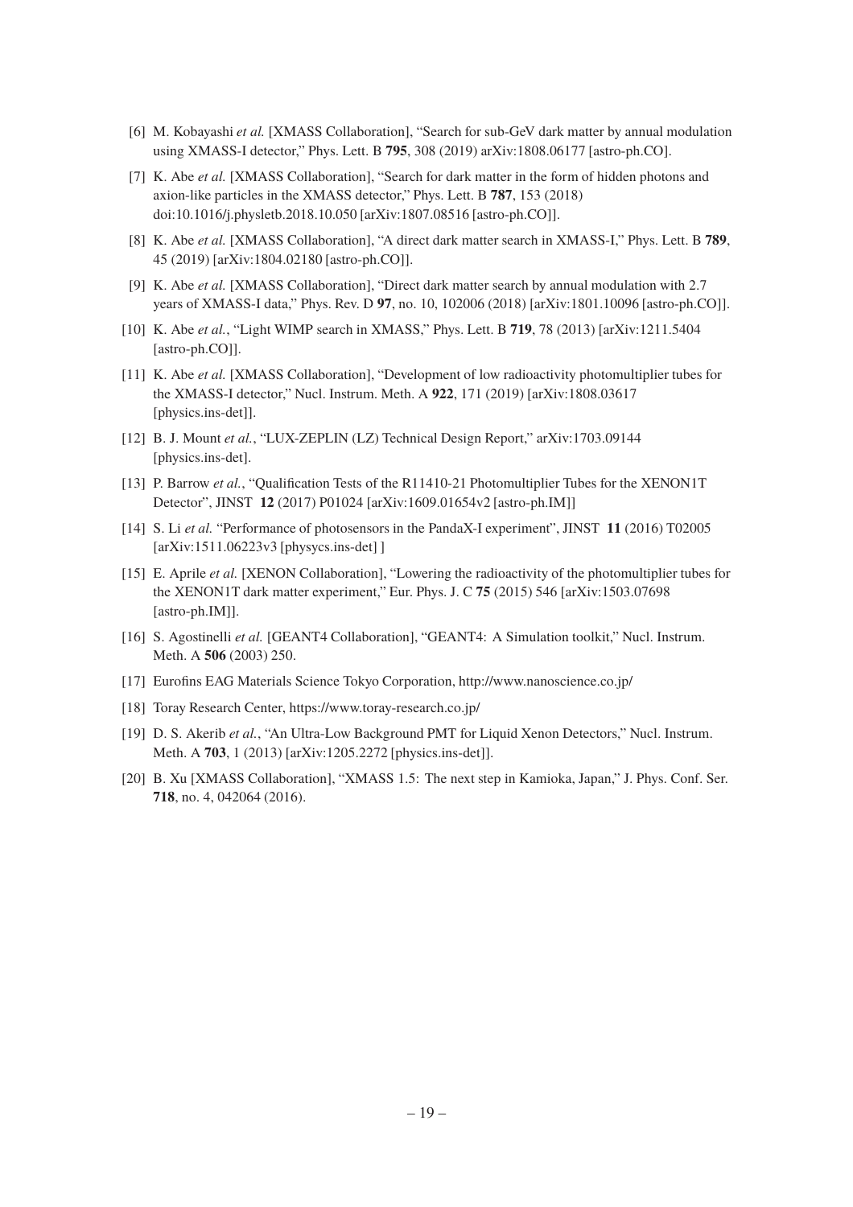[6] M. Kobayashi *et al.* [XMASS Collaboration], "Search for sub-GeV dark matter by annual modulation using XMASS-I detector," Phys. Lett. B **795**, 308 (2019) arXiv:1808.06177 [astro-ph.CO].

[7] K. Abe *et al.* [XMASS Collaboration], "Search for dark matter in the form of hidden photons and axion-like particles in the XMASS detector," Phys. Lett. B **787**, 153 (2018) doi:10.1016/j.physletb.2018.10.050 [arXiv:1807.08516 [astro-ph.CO]].

[8] K. Abe *et al.* [XMASS Collaboration], "A direct dark matter search in XMASS-I," Phys. Lett. B **789**, 45 (2019) [arXiv:1804.02180 [astro-ph.CO]].

[9] K. Abe *et al.* [XMASS Collaboration], "Direct dark matter search by annual modulation with 2.7 years of XMASS-I data," Phys. Rev. D **97**, no. 10, 102006 (2018) [arXiv:1801.10096 [astro-ph.CO]].

[10] K. Abe *et al.*, "Light WIMP search in XMASS," Phys. Lett. B **719**, 78 (2013) [arXiv:1211.5404 [astro-ph.CO]].

[11] K. Abe *et al.* [XMASS Collaboration], "Development of low radioactivity photomultiplier tubes for the XMASS-I detector," Nucl. Instrum. Meth. A **922**, 171 (2019) [arXiv:1808.03617 [physics.ins-det]].

[12] B. J. Mount *et al.*, "LUX-ZEPLIN (LZ) Technical Design Report," arXiv:1703.09144 [physics.ins-det].

[13] P. Barrow *et al.*, "Qualification Tests of the R11410-21 Photomultiplier Tubes for the XENON1T Detector", JINST **12** (2017) P01024 [arXiv:1609.01654v2 [astro-ph.IM]]

[14] S. Li *et al.* "Performance of photosensors in the PandaX-I experiment", JINST **11** (2016) T02005 [arXiv:1511.06223v3 [physycs.ins-det] ]

[15] E. Aprile *et al.* [XENON Collaboration], "Lowering the radioactivity of the photomultiplier tubes for the XENON1T dark matter experiment," Eur. Phys. J. C **75** (2015) 546 [arXiv:1503.07698 [astro-ph.IM]].

[16] S. Agostinelli *et al.* [GEANT4 Collaboration], "GEANT4: A Simulation toolkit," Nucl. Instrum. Meth. A **506** (2003) 250.

[17] Eurofins EAG Materials Science Tokyo Corporation, http://www.nanoscience.co.jp/

[18] Toray Research Center, https://www.toray-research.co.jp/

[19] D. S. Akerib *et al.*, "An Ultra-Low Background PMT for Liquid Xenon Detectors," Nucl. Instrum. Meth. A **703**, 1 (2013) [arXiv:1205.2272 [physics.ins-det]].

[20] B. Xu [XMASS Collaboration], "XMASS 1.5: The next step in Kamioka, Japan," J. Phys. Conf. Ser. **718**, no. 4, 042064 (2016).